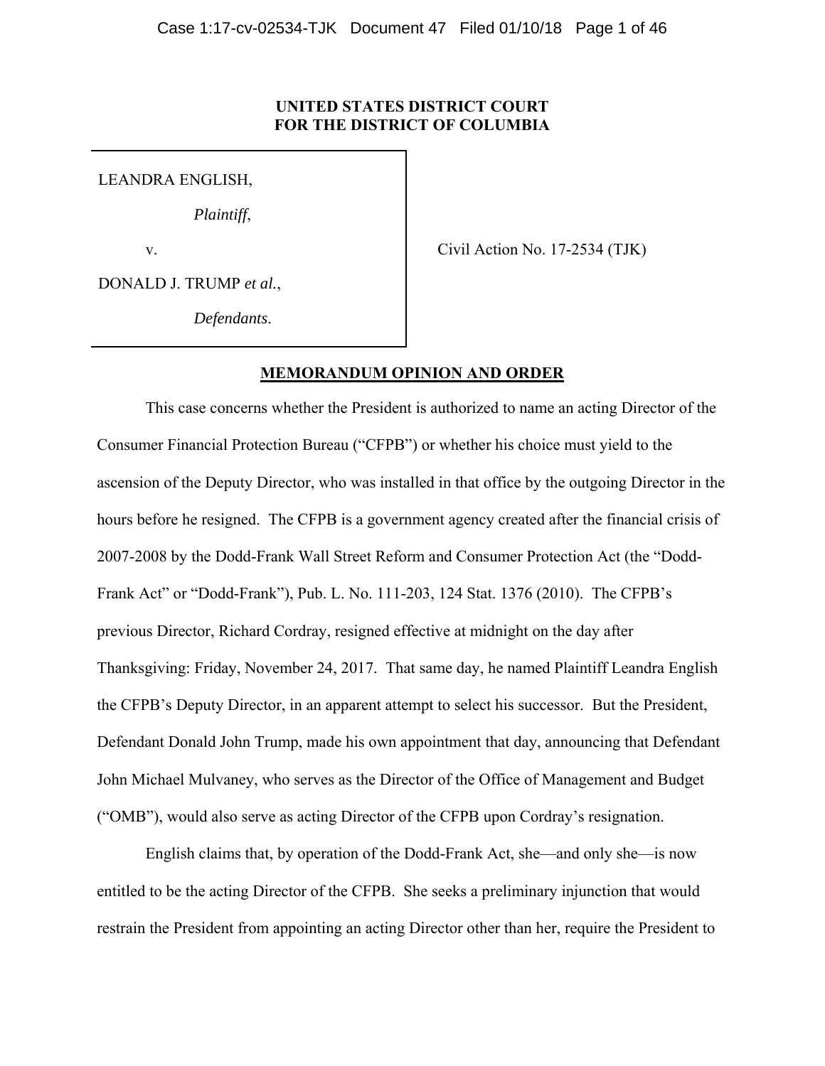**UNITED STATES DISTRICT COURT**
**FOR THE DISTRICT OF COLUMBIA**

LEANDRA ENGLISH,

*Plaintiff*,

v.

DONALD J. TRUMP *et al.*,

*Defendants*.

Civil Action No. 17-2534 (TJK)

**MEMORANDUM OPINION AND ORDER**

This case concerns whether the President is authorized to name an acting Director of the Consumer Financial Protection Bureau ("CFPB") or whether his choice must yield to the ascension of the Deputy Director, who was installed in that office by the outgoing Director in the hours before he resigned. The CFPB is a government agency created after the financial crisis of 2007-2008 by the Dodd-Frank Wall Street Reform and Consumer Protection Act (the "Dodd-Frank Act" or "Dodd-Frank"), Pub. L. No. 111-203, 124 Stat. 1376 (2010). The CFPB's previous Director, Richard Cordray, resigned effective at midnight on the day after Thanksgiving: Friday, November 24, 2017. That same day, he named Plaintiff Leandra English the CFPB's Deputy Director, in an apparent attempt to select his successor. But the President, Defendant Donald John Trump, made his own appointment that day, announcing that Defendant John Michael Mulvaney, who serves as the Director of the Office of Management and Budget ("OMB"), would also serve as acting Director of the CFPB upon Cordray's resignation.

English claims that, by operation of the Dodd-Frank Act, she—and only she—is now entitled to be the acting Director of the CFPB. She seeks a preliminary injunction that would restrain the President from appointing an acting Director other than her, require the President to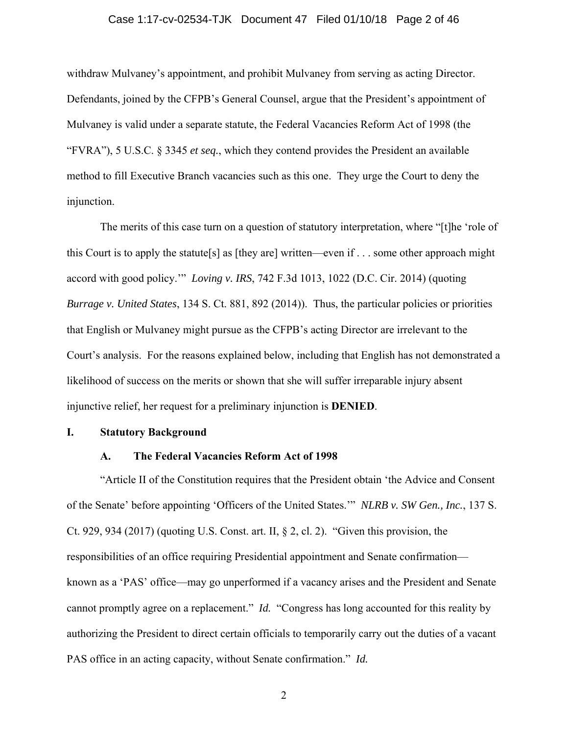withdraw Mulvaney's appointment, and prohibit Mulvaney from serving as acting Director. Defendants, joined by the CFPB's General Counsel, argue that the President's appointment of Mulvaney is valid under a separate statute, the Federal Vacancies Reform Act of 1998 (the "FVRA"), 5 U.S.C. § 3345 *et seq.*, which they contend provides the President an available method to fill Executive Branch vacancies such as this one. They urge the Court to deny the injunction.

The merits of this case turn on a question of statutory interpretation, where "[t]he 'role of this Court is to apply the statute[s] as [they are] written—even if . . . some other approach might accord with good policy.'" *Loving v. IRS*, 742 F.3d 1013, 1022 (D.C. Cir. 2014) (quoting *Burrage v. United States*, 134 S. Ct. 881, 892 (2014)). Thus, the particular policies or priorities that English or Mulvaney might pursue as the CFPB's acting Director are irrelevant to the Court's analysis. For the reasons explained below, including that English has not demonstrated a likelihood of success on the merits or shown that she will suffer irreparable injury absent injunctive relief, her request for a preliminary injunction is **DENIED**.

## I. Statutory Background

### A. The Federal Vacancies Reform Act of 1998

"Article II of the Constitution requires that the President obtain 'the Advice and Consent of the Senate' before appointing 'Officers of the United States.'" *NLRB v. SW Gen., Inc.*, 137 S. Ct. 929, 934 (2017) (quoting U.S. Const. art. II, § 2, cl. 2). "Given this provision, the responsibilities of an office requiring Presidential appointment and Senate confirmation—known as a 'PAS' office—may go unperformed if a vacancy arises and the President and Senate cannot promptly agree on a replacement." *Id.* "Congress has long accounted for this reality by authorizing the President to direct certain officials to temporarily carry out the duties of a vacant PAS office in an acting capacity, without Senate confirmation." *Id.*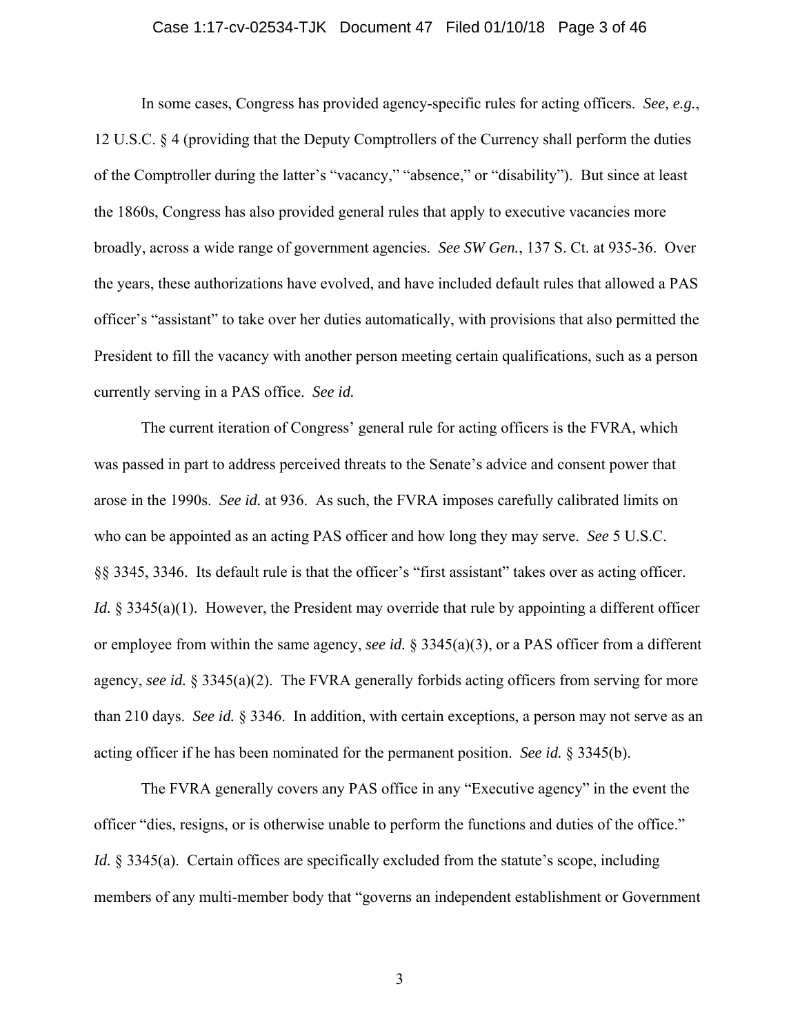In some cases, Congress has provided agency-specific rules for acting officers. *See, e.g.*, 12 U.S.C. § 4 (providing that the Deputy Comptrollers of the Currency shall perform the duties of the Comptroller during the latter's "vacancy," "absence," or "disability"). But since at least the 1860s, Congress has also provided general rules that apply to executive vacancies more broadly, across a wide range of government agencies. *See SW Gen.*, 137 S. Ct. at 935-36. Over the years, these authorizations have evolved, and have included default rules that allowed a PAS officer's "assistant" to take over her duties automatically, with provisions that also permitted the President to fill the vacancy with another person meeting certain qualifications, such as a person currently serving in a PAS office. *See id.*

The current iteration of Congress' general rule for acting officers is the FVRA, which was passed in part to address perceived threats to the Senate's advice and consent power that arose in the 1990s. *See id.* at 936. As such, the FVRA imposes carefully calibrated limits on who can be appointed as an acting PAS officer and how long they may serve. *See* 5 U.S.C. §§ 3345, 3346. Its default rule is that the officer's "first assistant" takes over as acting officer. *Id.* § 3345(a)(1). However, the President may override that rule by appointing a different officer or employee from within the same agency, *see id.* § 3345(a)(3), or a PAS officer from a different agency, *see id.* § 3345(a)(2). The FVRA generally forbids acting officers from serving for more than 210 days. *See id.* § 3346. In addition, with certain exceptions, a person may not serve as an acting officer if he has been nominated for the permanent position. *See id.* § 3345(b).

The FVRA generally covers any PAS office in any "Executive agency" in the event the officer "dies, resigns, or is otherwise unable to perform the functions and duties of the office." *Id.* § 3345(a). Certain offices are specifically excluded from the statute's scope, including members of any multi-member body that "governs an independent establishment or Government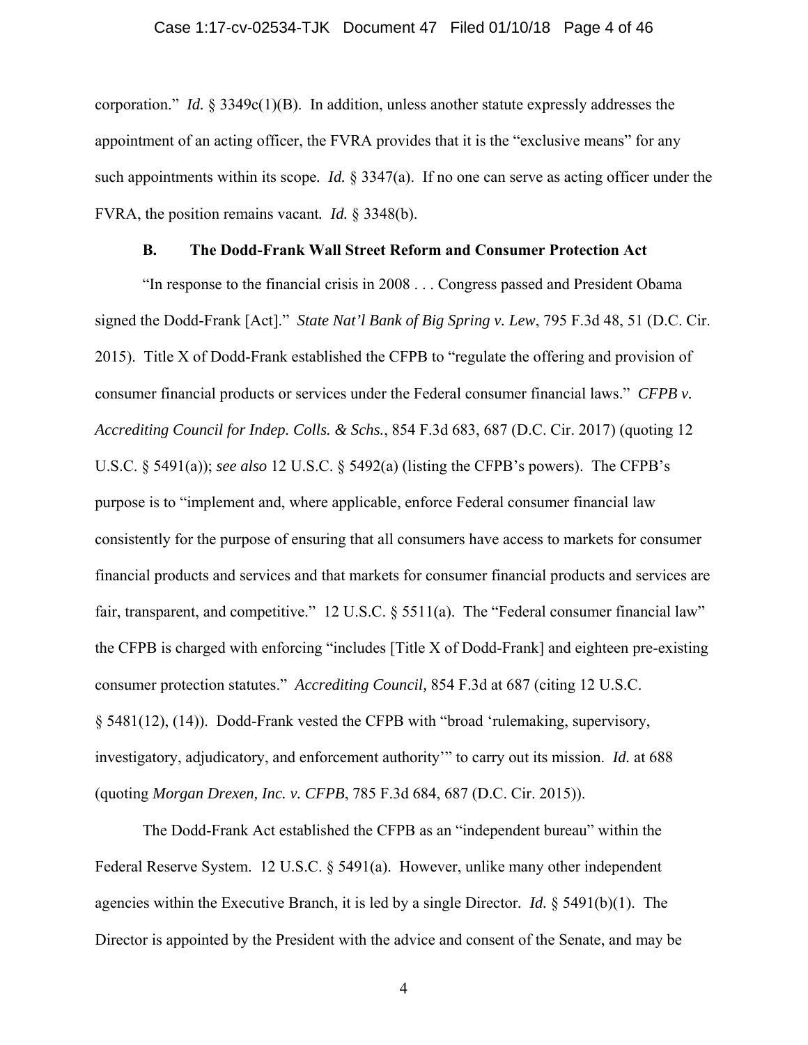corporation." *Id.* § 3349c(1)(B). In addition, unless another statute expressly addresses the appointment of an acting officer, the FVRA provides that it is the "exclusive means" for any such appointments within its scope. *Id.* § 3347(a). If no one can serve as acting officer under the FVRA, the position remains vacant. *Id.* § 3348(b).

### B. The Dodd-Frank Wall Street Reform and Consumer Protection Act

"In response to the financial crisis in 2008 . . . Congress passed and President Obama signed the Dodd-Frank [Act]." *State Nat'l Bank of Big Spring v. Lew*, 795 F.3d 48, 51 (D.C. Cir. 2015). Title X of Dodd-Frank established the CFPB to "regulate the offering and provision of consumer financial products or services under the Federal consumer financial laws." *CFPB v. Accrediting Council for Indep. Colls. & Schs.*, 854 F.3d 683, 687 (D.C. Cir. 2017) (quoting 12 U.S.C. § 5491(a)); *see also* 12 U.S.C. § 5492(a) (listing the CFPB's powers). The CFPB's purpose is to "implement and, where applicable, enforce Federal consumer financial law consistently for the purpose of ensuring that all consumers have access to markets for consumer financial products and services and that markets for consumer financial products and services are fair, transparent, and competitive." 12 U.S.C. § 5511(a). The "Federal consumer financial law" the CFPB is charged with enforcing "includes [Title X of Dodd-Frank] and eighteen pre-existing consumer protection statutes." *Accrediting Council,* 854 F.3d at 687 (citing 12 U.S.C. § 5481(12), (14)). Dodd-Frank vested the CFPB with "broad 'rulemaking, supervisory, investigatory, adjudicatory, and enforcement authority'" to carry out its mission. *Id.* at 688 (quoting *Morgan Drexen, Inc. v. CFPB*, 785 F.3d 684, 687 (D.C. Cir. 2015)).

The Dodd-Frank Act established the CFPB as an "independent bureau" within the Federal Reserve System. 12 U.S.C. § 5491(a). However, unlike many other independent agencies within the Executive Branch, it is led by a single Director. *Id.* § 5491(b)(1). The Director is appointed by the President with the advice and consent of the Senate, and may be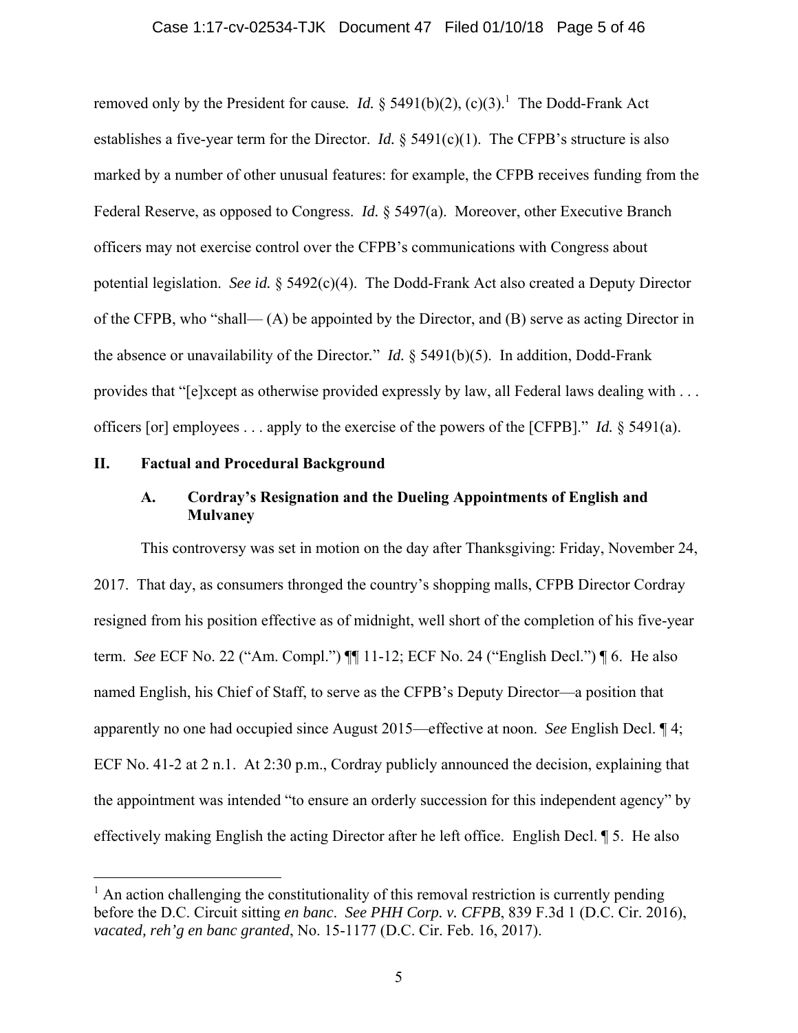removed only by the President for cause. *Id.* § 5491(b)(2), (c)(3).[1] The Dodd-Frank Act establishes a five-year term for the Director. *Id.* § 5491(c)(1). The CFPB's structure is also marked by a number of other unusual features: for example, the CFPB receives funding from the Federal Reserve, as opposed to Congress. *Id.* § 5497(a). Moreover, other Executive Branch officers may not exercise control over the CFPB's communications with Congress about potential legislation. *See id.* § 5492(c)(4). The Dodd-Frank Act also created a Deputy Director of the CFPB, who "shall— (A) be appointed by the Director, and (B) serve as acting Director in the absence or unavailability of the Director." *Id.* § 5491(b)(5). In addition, Dodd-Frank provides that "[e]xcept as otherwise provided expressly by law, all Federal laws dealing with . . . officers [or] employees . . . apply to the exercise of the powers of the [CFPB]." *Id.* § 5491(a).

## II. Factual and Procedural Background

### A. Cordray's Resignation and the Dueling Appointments of English and Mulvaney

This controversy was set in motion on the day after Thanksgiving: Friday, November 24, 2017. That day, as consumers thronged the country's shopping malls, CFPB Director Cordray resigned from his position effective as of midnight, well short of the completion of his five-year term. *See* ECF No. 22 ("Am. Compl.") ¶¶ 11-12; ECF No. 24 ("English Decl.") ¶ 6. He also named English, his Chief of Staff, to serve as the CFPB's Deputy Director—a position that apparently no one had occupied since August 2015—effective at noon. *See* English Decl. ¶ 4; ECF No. 41-2 at 2 n.1. At 2:30 p.m., Cordray publicly announced the decision, explaining that the appointment was intended "to ensure an orderly succession for this independent agency" by effectively making English the acting Director after he left office. English Decl. ¶ 5. He also

[1] An action challenging the constitutionality of this removal restriction is currently pending before the D.C. Circuit sitting *en banc*. *See PHH Corp. v. CFPB*, 839 F.3d 1 (D.C. Cir. 2016), *vacated, reh'g en banc granted*, No. 15-1177 (D.C. Cir. Feb. 16, 2017).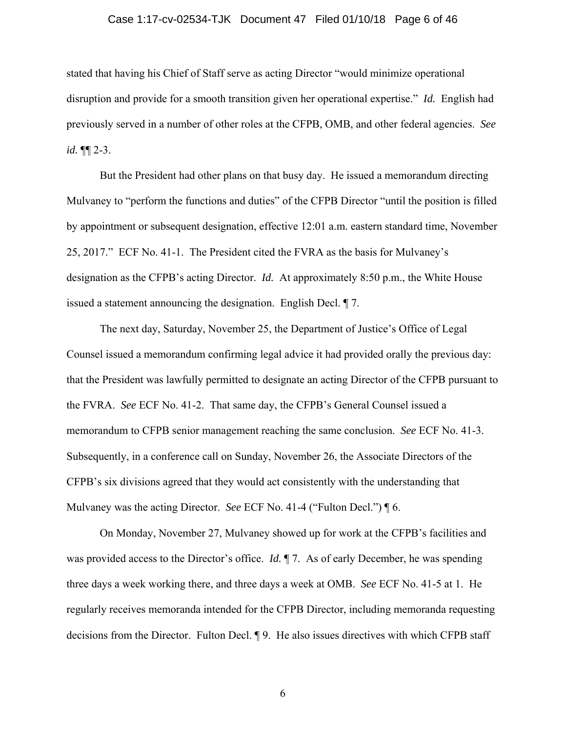stated that having his Chief of Staff serve as acting Director "would minimize operational disruption and provide for a smooth transition given her operational expertise." *Id.* English had previously served in a number of other roles at the CFPB, OMB, and other federal agencies. *See id.* ¶¶ 2-3.

But the President had other plans on that busy day. He issued a memorandum directing Mulvaney to "perform the functions and duties" of the CFPB Director "until the position is filled by appointment or subsequent designation, effective 12:01 a.m. eastern standard time, November 25, 2017." ECF No. 41-1. The President cited the FVRA as the basis for Mulvaney's designation as the CFPB's acting Director. *Id.* At approximately 8:50 p.m., the White House issued a statement announcing the designation. English Decl. ¶ 7.

The next day, Saturday, November 25, the Department of Justice's Office of Legal Counsel issued a memorandum confirming legal advice it had provided orally the previous day: that the President was lawfully permitted to designate an acting Director of the CFPB pursuant to the FVRA. *See* ECF No. 41-2. That same day, the CFPB's General Counsel issued a memorandum to CFPB senior management reaching the same conclusion. *See* ECF No. 41-3. Subsequently, in a conference call on Sunday, November 26, the Associate Directors of the CFPB's six divisions agreed that they would act consistently with the understanding that Mulvaney was the acting Director. *See* ECF No. 41-4 ("Fulton Decl.") ¶ 6.

On Monday, November 27, Mulvaney showed up for work at the CFPB's facilities and was provided access to the Director's office. *Id.* ¶ 7. As of early December, he was spending three days a week working there, and three days a week at OMB. *See* ECF No. 41-5 at 1. He regularly receives memoranda intended for the CFPB Director, including memoranda requesting decisions from the Director. Fulton Decl. ¶ 9. He also issues directives with which CFPB staff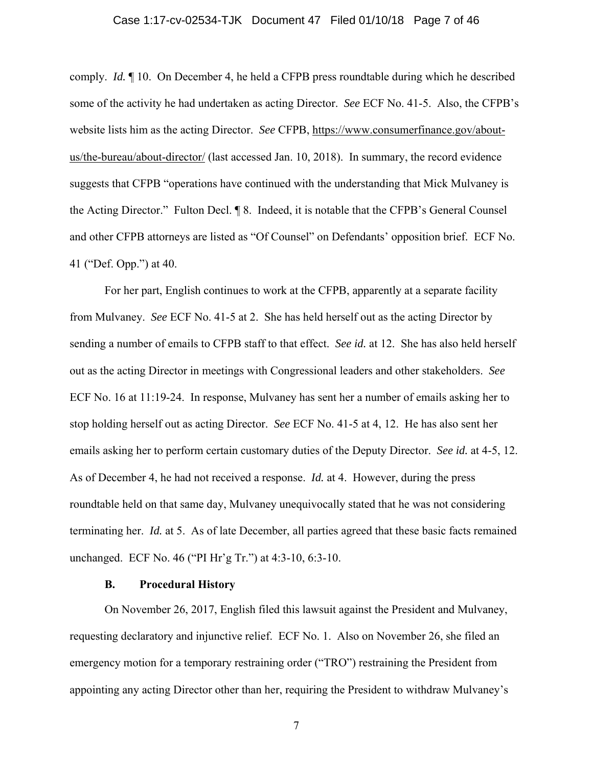comply. *Id.* ¶ 10. On December 4, he held a CFPB press roundtable during which he described some of the activity he had undertaken as acting Director. *See* ECF No. 41-5. Also, the CFPB's website lists him as the acting Director. *See* CFPB, https://www.consumerfinance.gov/about-us/the-bureau/about-director/ (last accessed Jan. 10, 2018). In summary, the record evidence suggests that CFPB "operations have continued with the understanding that Mick Mulvaney is the Acting Director." Fulton Decl. ¶ 8. Indeed, it is notable that the CFPB's General Counsel and other CFPB attorneys are listed as "Of Counsel" on Defendants' opposition brief. ECF No. 41 ("Def. Opp.") at 40.

For her part, English continues to work at the CFPB, apparently at a separate facility from Mulvaney. *See* ECF No. 41-5 at 2. She has held herself out as the acting Director by sending a number of emails to CFPB staff to that effect. *See id.* at 12. She has also held herself out as the acting Director in meetings with Congressional leaders and other stakeholders. *See* ECF No. 16 at 11:19-24. In response, Mulvaney has sent her a number of emails asking her to stop holding herself out as acting Director. *See* ECF No. 41-5 at 4, 12. He has also sent her emails asking her to perform certain customary duties of the Deputy Director. *See id.* at 4-5, 12. As of December 4, he had not received a response. *Id.* at 4. However, during the press roundtable held on that same day, Mulvaney unequivocally stated that he was not considering terminating her. *Id.* at 5. As of late December, all parties agreed that these basic facts remained unchanged. ECF No. 46 ("PI Hr'g Tr.") at 4:3-10, 6:3-10.

### B. Procedural History

On November 26, 2017, English filed this lawsuit against the President and Mulvaney, requesting declaratory and injunctive relief. ECF No. 1. Also on November 26, she filed an emergency motion for a temporary restraining order ("TRO") restraining the President from appointing any acting Director other than her, requiring the President to withdraw Mulvaney's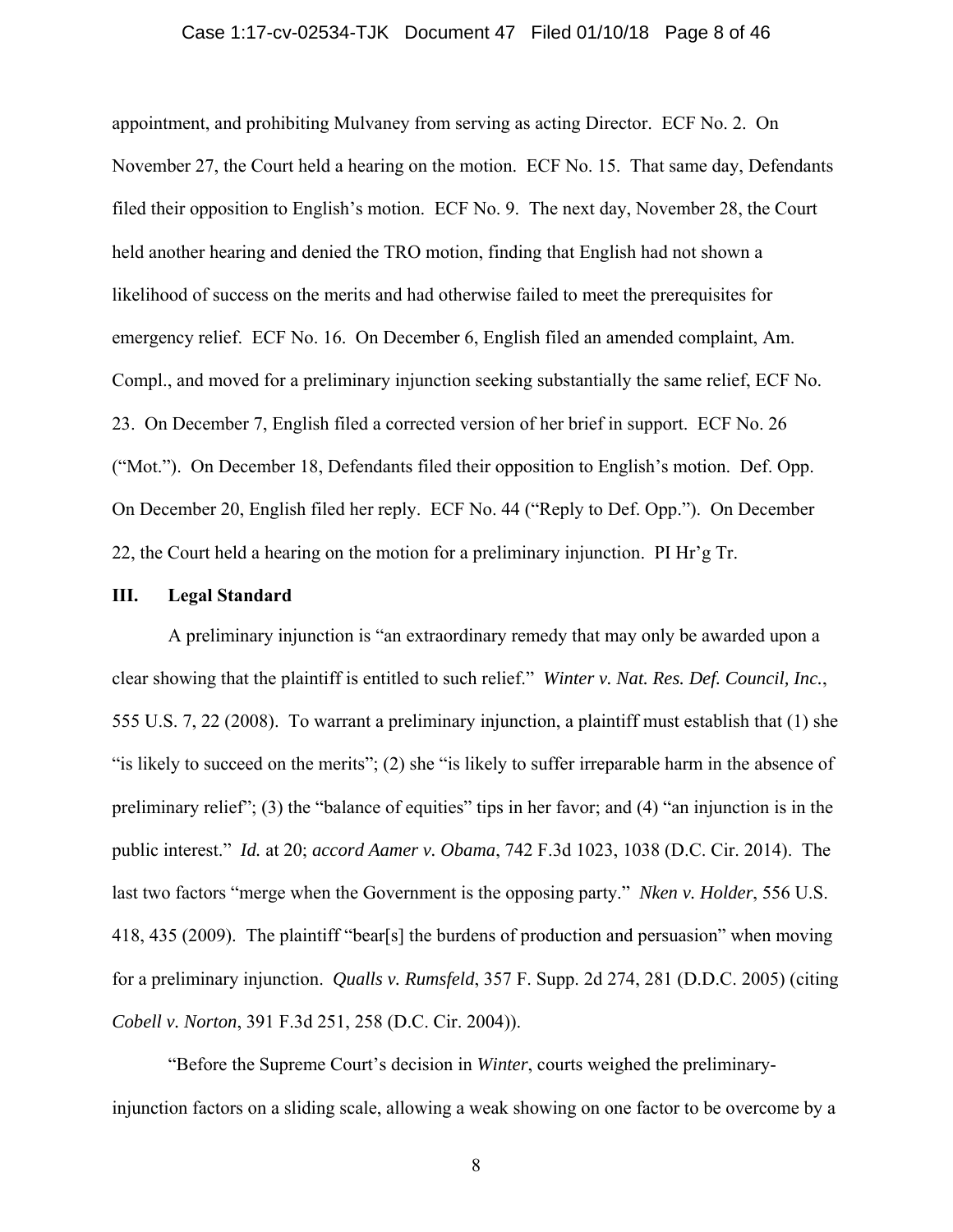appointment, and prohibiting Mulvaney from serving as acting Director. ECF No. 2. On November 27, the Court held a hearing on the motion. ECF No. 15. That same day, Defendants filed their opposition to English's motion. ECF No. 9. The next day, November 28, the Court held another hearing and denied the TRO motion, finding that English had not shown a likelihood of success on the merits and had otherwise failed to meet the prerequisites for emergency relief. ECF No. 16. On December 6, English filed an amended complaint, Am. Compl., and moved for a preliminary injunction seeking substantially the same relief, ECF No. 23. On December 7, English filed a corrected version of her brief in support. ECF No. 26 ("Mot."). On December 18, Defendants filed their opposition to English's motion. Def. Opp. On December 20, English filed her reply. ECF No. 44 ("Reply to Def. Opp."). On December 22, the Court held a hearing on the motion for a preliminary injunction. PI Hr'g Tr.

## III. Legal Standard

A preliminary injunction is "an extraordinary remedy that may only be awarded upon a clear showing that the plaintiff is entitled to such relief." *Winter v. Nat. Res. Def. Council, Inc.*, 555 U.S. 7, 22 (2008). To warrant a preliminary injunction, a plaintiff must establish that (1) she "is likely to succeed on the merits"; (2) she "is likely to suffer irreparable harm in the absence of preliminary relief"; (3) the "balance of equities" tips in her favor; and (4) "an injunction is in the public interest." *Id.* at 20; *accord Aamer v. Obama*, 742 F.3d 1023, 1038 (D.C. Cir. 2014). The last two factors "merge when the Government is the opposing party." *Nken v. Holder*, 556 U.S. 418, 435 (2009). The plaintiff "bear[s] the burdens of production and persuasion" when moving for a preliminary injunction. *Qualls v. Rumsfeld*, 357 F. Supp. 2d 274, 281 (D.D.C. 2005) (citing *Cobell v. Norton*, 391 F.3d 251, 258 (D.C. Cir. 2004)).

"Before the Supreme Court's decision in *Winter*, courts weighed the preliminary-injunction factors on a sliding scale, allowing a weak showing on one factor to be overcome by a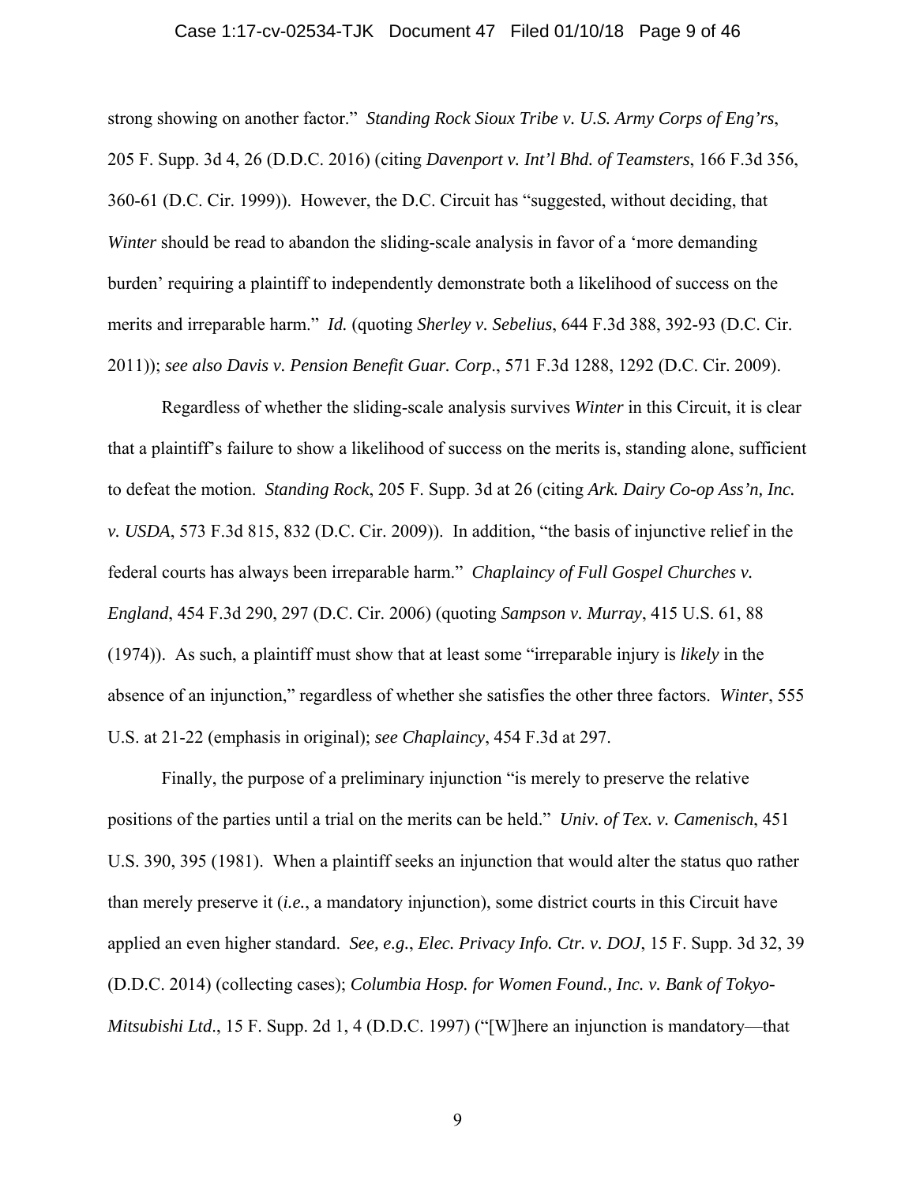strong showing on another factor." *Standing Rock Sioux Tribe v. U.S. Army Corps of Eng'rs*, 205 F. Supp. 3d 4, 26 (D.D.C. 2016) (citing *Davenport v. Int'l Bhd. of Teamsters*, 166 F.3d 356, 360-61 (D.C. Cir. 1999)). However, the D.C. Circuit has "suggested, without deciding, that *Winter* should be read to abandon the sliding-scale analysis in favor of a 'more demanding burden' requiring a plaintiff to independently demonstrate both a likelihood of success on the merits and irreparable harm." *Id.* (quoting *Sherley v. Sebelius*, 644 F.3d 388, 392-93 (D.C. Cir. 2011)); *see also Davis v. Pension Benefit Guar. Corp*., 571 F.3d 1288, 1292 (D.C. Cir. 2009).

Regardless of whether the sliding-scale analysis survives *Winter* in this Circuit, it is clear that a plaintiff's failure to show a likelihood of success on the merits is, standing alone, sufficient to defeat the motion. *Standing Rock*, 205 F. Supp. 3d at 26 (citing *Ark. Dairy Co-op Ass'n, Inc. v. USDA*, 573 F.3d 815, 832 (D.C. Cir. 2009)). In addition, "the basis of injunctive relief in the federal courts has always been irreparable harm." *Chaplaincy of Full Gospel Churches v. England*, 454 F.3d 290, 297 (D.C. Cir. 2006) (quoting *Sampson v. Murray*, 415 U.S. 61, 88 (1974)). As such, a plaintiff must show that at least some "irreparable injury is *likely* in the absence of an injunction," regardless of whether she satisfies the other three factors. *Winter*, 555 U.S. at 21-22 (emphasis in original); *see Chaplaincy*, 454 F.3d at 297.

Finally, the purpose of a preliminary injunction "is merely to preserve the relative positions of the parties until a trial on the merits can be held." *Univ. of Tex. v. Camenisch*, 451 U.S. 390, 395 (1981). When a plaintiff seeks an injunction that would alter the status quo rather than merely preserve it (*i.e.*, a mandatory injunction), some district courts in this Circuit have applied an even higher standard. *See, e.g*., *Elec. Privacy Info. Ctr. v. DOJ*, 15 F. Supp. 3d 32, 39 (D.D.C. 2014) (collecting cases); *Columbia Hosp. for Women Found., Inc. v. Bank of Tokyo-Mitsubishi Ltd*., 15 F. Supp. 2d 1, 4 (D.D.C. 1997) ("[W]here an injunction is mandatory—that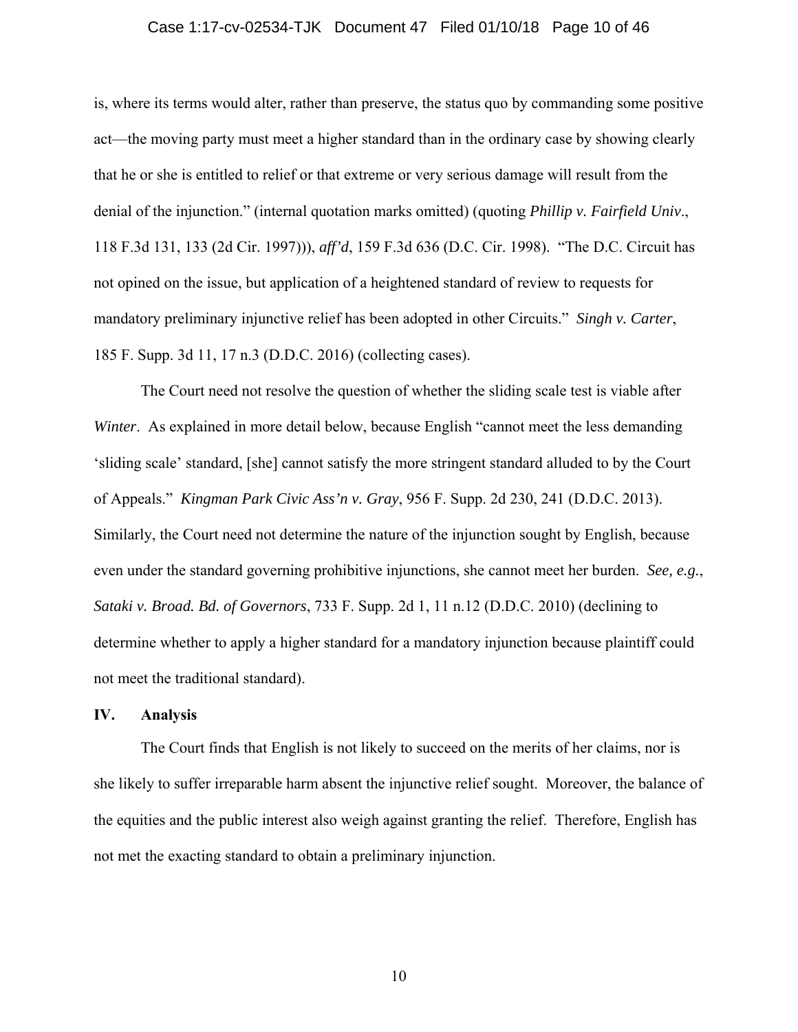is, where its terms would alter, rather than preserve, the status quo by commanding some positive act—the moving party must meet a higher standard than in the ordinary case by showing clearly that he or she is entitled to relief or that extreme or very serious damage will result from the denial of the injunction." (internal quotation marks omitted) (quoting *Phillip v. Fairfield Univ*., 118 F.3d 131, 133 (2d Cir. 1997))), *aff'd*, 159 F.3d 636 (D.C. Cir. 1998). "The D.C. Circuit has not opined on the issue, but application of a heightened standard of review to requests for mandatory preliminary injunctive relief has been adopted in other Circuits." *Singh v. Carter*, 185 F. Supp. 3d 11, 17 n.3 (D.D.C. 2016) (collecting cases).

The Court need not resolve the question of whether the sliding scale test is viable after *Winter*. As explained in more detail below, because English "cannot meet the less demanding 'sliding scale' standard, [she] cannot satisfy the more stringent standard alluded to by the Court of Appeals." *Kingman Park Civic Ass'n v. Gray*, 956 F. Supp. 2d 230, 241 (D.D.C. 2013). Similarly, the Court need not determine the nature of the injunction sought by English, because even under the standard governing prohibitive injunctions, she cannot meet her burden. *See, e.g.*, *Sataki v. Broad. Bd. of Governors*, 733 F. Supp. 2d 1, 11 n.12 (D.D.C. 2010) (declining to determine whether to apply a higher standard for a mandatory injunction because plaintiff could not meet the traditional standard).

## IV. Analysis

The Court finds that English is not likely to succeed on the merits of her claims, nor is she likely to suffer irreparable harm absent the injunctive relief sought. Moreover, the balance of the equities and the public interest also weigh against granting the relief. Therefore, English has not met the exacting standard to obtain a preliminary injunction.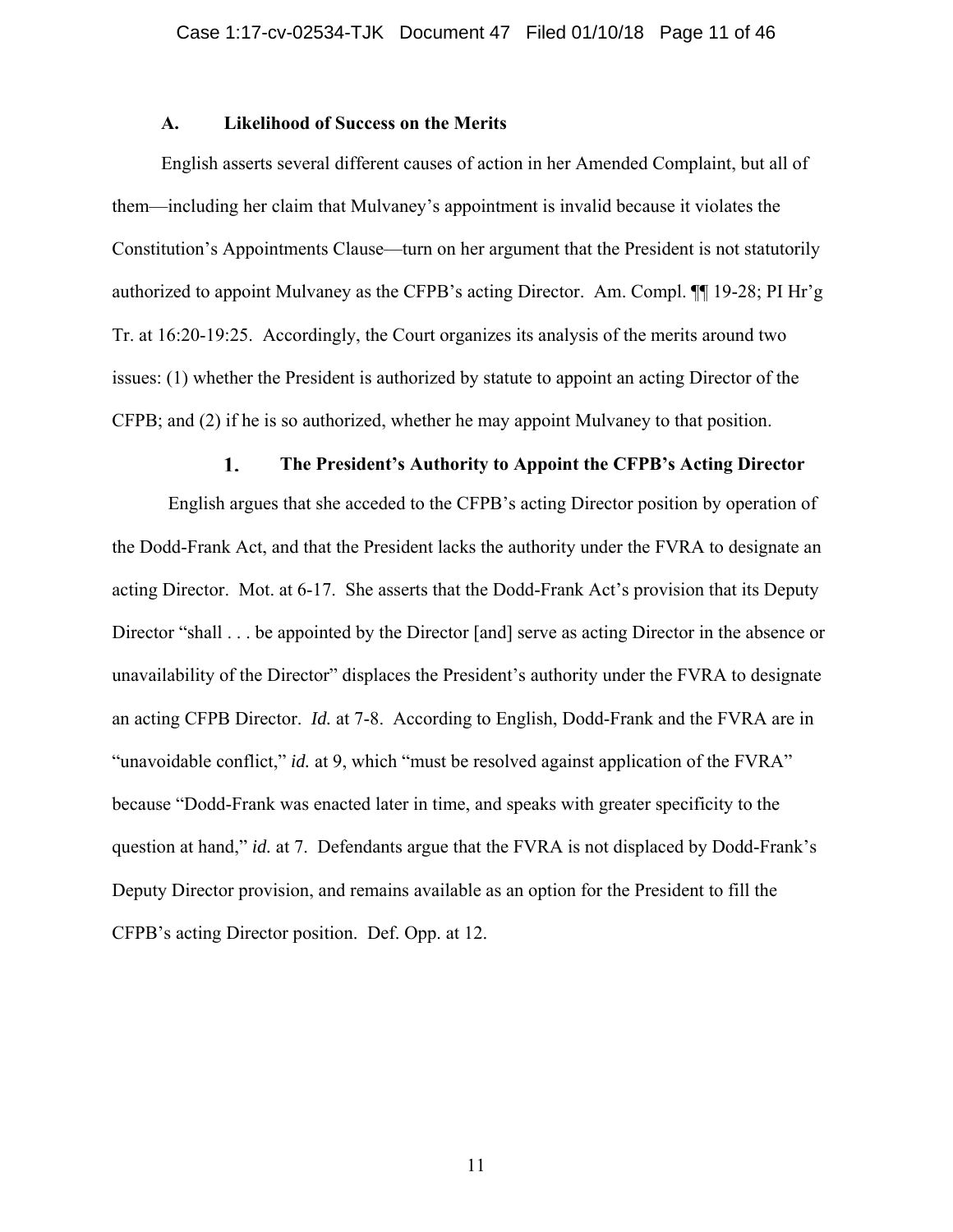### A. Likelihood of Success on the Merits

English asserts several different causes of action in her Amended Complaint, but all of them—including her claim that Mulvaney's appointment is invalid because it violates the Constitution's Appointments Clause—turn on her argument that the President is not statutorily authorized to appoint Mulvaney as the CFPB's acting Director. Am. Compl. ¶¶ 19-28; PI Hr'g Tr. at 16:20-19:25. Accordingly, the Court organizes its analysis of the merits around two issues: (1) whether the President is authorized by statute to appoint an acting Director of the CFPB; and (2) if he is so authorized, whether he may appoint Mulvaney to that position.

#### 1. The President's Authority to Appoint the CFPB's Acting Director

English argues that she acceded to the CFPB's acting Director position by operation of the Dodd-Frank Act, and that the President lacks the authority under the FVRA to designate an acting Director. Mot. at 6-17. She asserts that the Dodd-Frank Act's provision that its Deputy Director "shall . . . be appointed by the Director [and] serve as acting Director in the absence or unavailability of the Director" displaces the President's authority under the FVRA to designate an acting CFPB Director. *Id.* at 7-8. According to English, Dodd-Frank and the FVRA are in "unavoidable conflict," *id.* at 9, which "must be resolved against application of the FVRA" because "Dodd-Frank was enacted later in time, and speaks with greater specificity to the question at hand," *id.* at 7. Defendants argue that the FVRA is not displaced by Dodd-Frank's Deputy Director provision, and remains available as an option for the President to fill the CFPB's acting Director position. Def. Opp. at 12.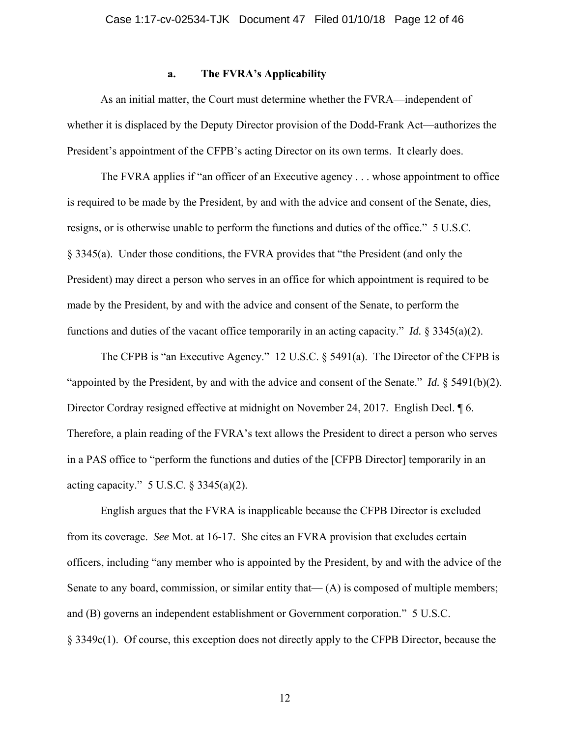### a. The FVRA's Applicability

As an initial matter, the Court must determine whether the FVRA—independent of whether it is displaced by the Deputy Director provision of the Dodd-Frank Act—authorizes the President's appointment of the CFPB's acting Director on its own terms. It clearly does.

The FVRA applies if "an officer of an Executive agency . . . whose appointment to office is required to be made by the President, by and with the advice and consent of the Senate, dies, resigns, or is otherwise unable to perform the functions and duties of the office." 5 U.S.C. § 3345(a). Under those conditions, the FVRA provides that "the President (and only the President) may direct a person who serves in an office for which appointment is required to be made by the President, by and with the advice and consent of the Senate, to perform the functions and duties of the vacant office temporarily in an acting capacity." *Id.* § 3345(a)(2).

The CFPB is "an Executive Agency." 12 U.S.C. § 5491(a). The Director of the CFPB is "appointed by the President, by and with the advice and consent of the Senate." *Id.* § 5491(b)(2). Director Cordray resigned effective at midnight on November 24, 2017. English Decl. ¶ 6. Therefore, a plain reading of the FVRA's text allows the President to direct a person who serves in a PAS office to "perform the functions and duties of the [CFPB Director] temporarily in an acting capacity." 5 U.S.C. § 3345(a)(2).

English argues that the FVRA is inapplicable because the CFPB Director is excluded from its coverage. *See* Mot. at 16-17. She cites an FVRA provision that excludes certain officers, including "any member who is appointed by the President, by and with the advice of the Senate to any board, commission, or similar entity that— (A) is composed of multiple members; and (B) governs an independent establishment or Government corporation." 5 U.S.C. § 3349c(1). Of course, this exception does not directly apply to the CFPB Director, because the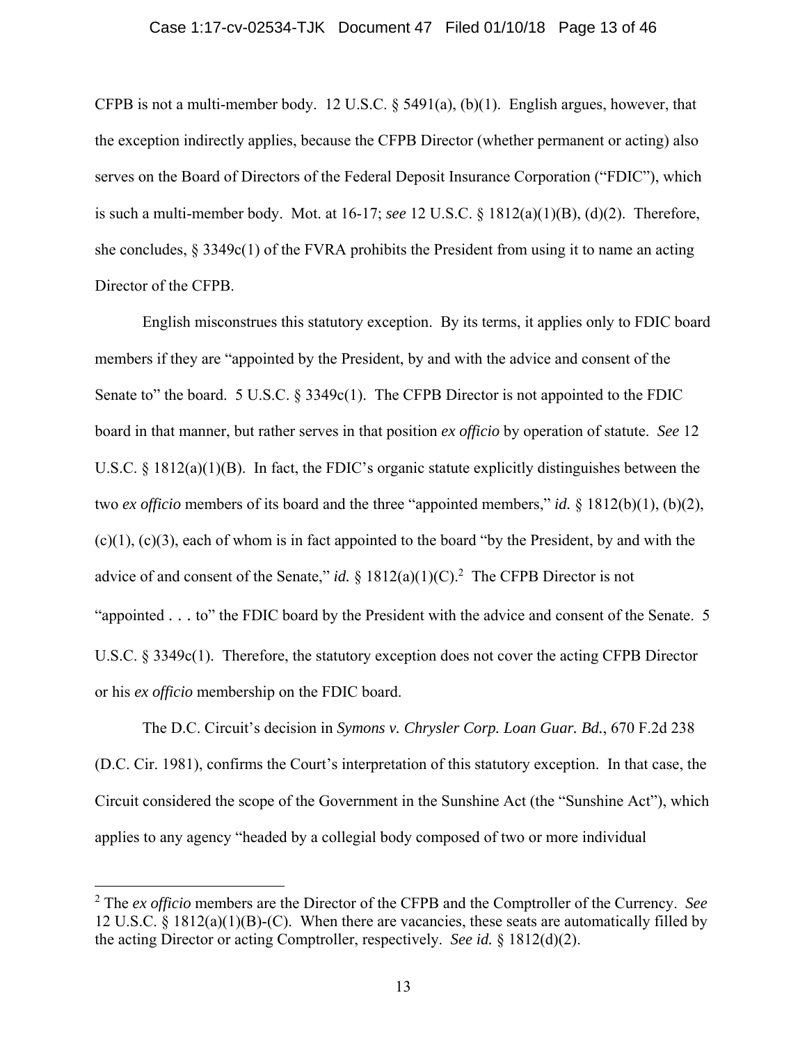CFPB is not a multi-member body. 12 U.S.C. § 5491(a), (b)(1). English argues, however, that the exception indirectly applies, because the CFPB Director (whether permanent or acting) also serves on the Board of Directors of the Federal Deposit Insurance Corporation ("FDIC"), which is such a multi-member body. Mot. at 16-17; *see* 12 U.S.C. § 1812(a)(1)(B), (d)(2). Therefore, she concludes, § 3349c(1) of the FVRA prohibits the President from using it to name an acting Director of the CFPB.

English misconstrues this statutory exception. By its terms, it applies only to FDIC board members if they are "appointed by the President, by and with the advice and consent of the Senate to" the board. 5 U.S.C. § 3349c(1). The CFPB Director is not appointed to the FDIC board in that manner, but rather serves in that position *ex officio* by operation of statute. *See* 12 U.S.C. § 1812(a)(1)(B). In fact, the FDIC's organic statute explicitly distinguishes between the two *ex officio* members of its board and the three "appointed members," *id.* § 1812(b)(1), (b)(2), (c)(1), (c)(3), each of whom is in fact appointed to the board "by the President, by and with the advice of and consent of the Senate," *id.* § 1812(a)(1)(C).[2] The CFPB Director is not "appointed . . . to" the FDIC board by the President with the advice and consent of the Senate. 5 U.S.C. § 3349c(1). Therefore, the statutory exception does not cover the acting CFPB Director or his *ex officio* membership on the FDIC board.

The D.C. Circuit's decision in *Symons v. Chrysler Corp. Loan Guar. Bd.*, 670 F.2d 238 (D.C. Cir. 1981), confirms the Court's interpretation of this statutory exception. In that case, the Circuit considered the scope of the Government in the Sunshine Act (the "Sunshine Act"), which applies to any agency "headed by a collegial body composed of two or more individual

---

[2] The *ex officio* members are the Director of the CFPB and the Comptroller of the Currency. *See* 12 U.S.C. § 1812(a)(1)(B)-(C). When there are vacancies, these seats are automatically filled by the acting Director or acting Comptroller, respectively. *See id.* § 1812(d)(2).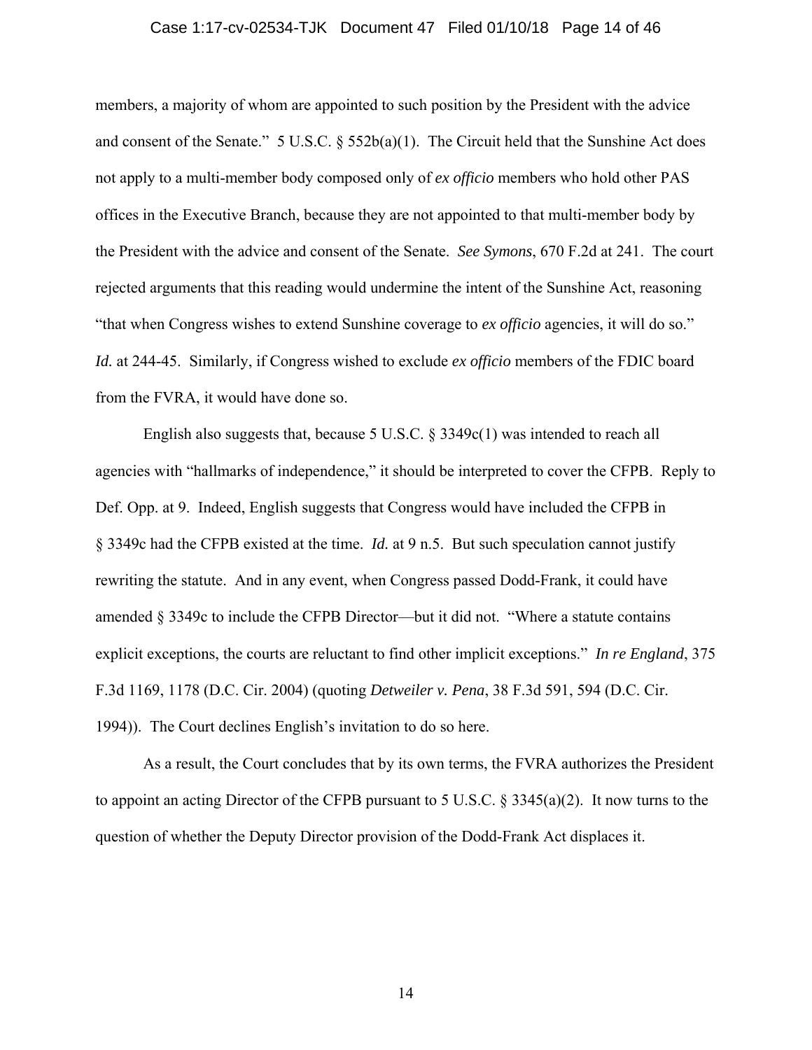members, a majority of whom are appointed to such position by the President with the advice and consent of the Senate." 5 U.S.C. § 552b(a)(1). The Circuit held that the Sunshine Act does not apply to a multi-member body composed only of *ex officio* members who hold other PAS offices in the Executive Branch, because they are not appointed to that multi-member body by the President with the advice and consent of the Senate. *See Symons*, 670 F.2d at 241. The court rejected arguments that this reading would undermine the intent of the Sunshine Act, reasoning "that when Congress wishes to extend Sunshine coverage to *ex officio* agencies, it will do so." *Id.* at 244-45. Similarly, if Congress wished to exclude *ex officio* members of the FDIC board from the FVRA, it would have done so.

English also suggests that, because 5 U.S.C. § 3349c(1) was intended to reach all agencies with "hallmarks of independence," it should be interpreted to cover the CFPB. Reply to Def. Opp. at 9. Indeed, English suggests that Congress would have included the CFPB in § 3349c had the CFPB existed at the time. *Id.* at 9 n.5. But such speculation cannot justify rewriting the statute. And in any event, when Congress passed Dodd-Frank, it could have amended § 3349c to include the CFPB Director—but it did not. "Where a statute contains explicit exceptions, the courts are reluctant to find other implicit exceptions." *In re England*, 375 F.3d 1169, 1178 (D.C. Cir. 2004) (quoting *Detweiler v. Pena*, 38 F.3d 591, 594 (D.C. Cir. 1994)). The Court declines English's invitation to do so here.

As a result, the Court concludes that by its own terms, the FVRA authorizes the President to appoint an acting Director of the CFPB pursuant to 5 U.S.C. § 3345(a)(2). It now turns to the question of whether the Deputy Director provision of the Dodd-Frank Act displaces it.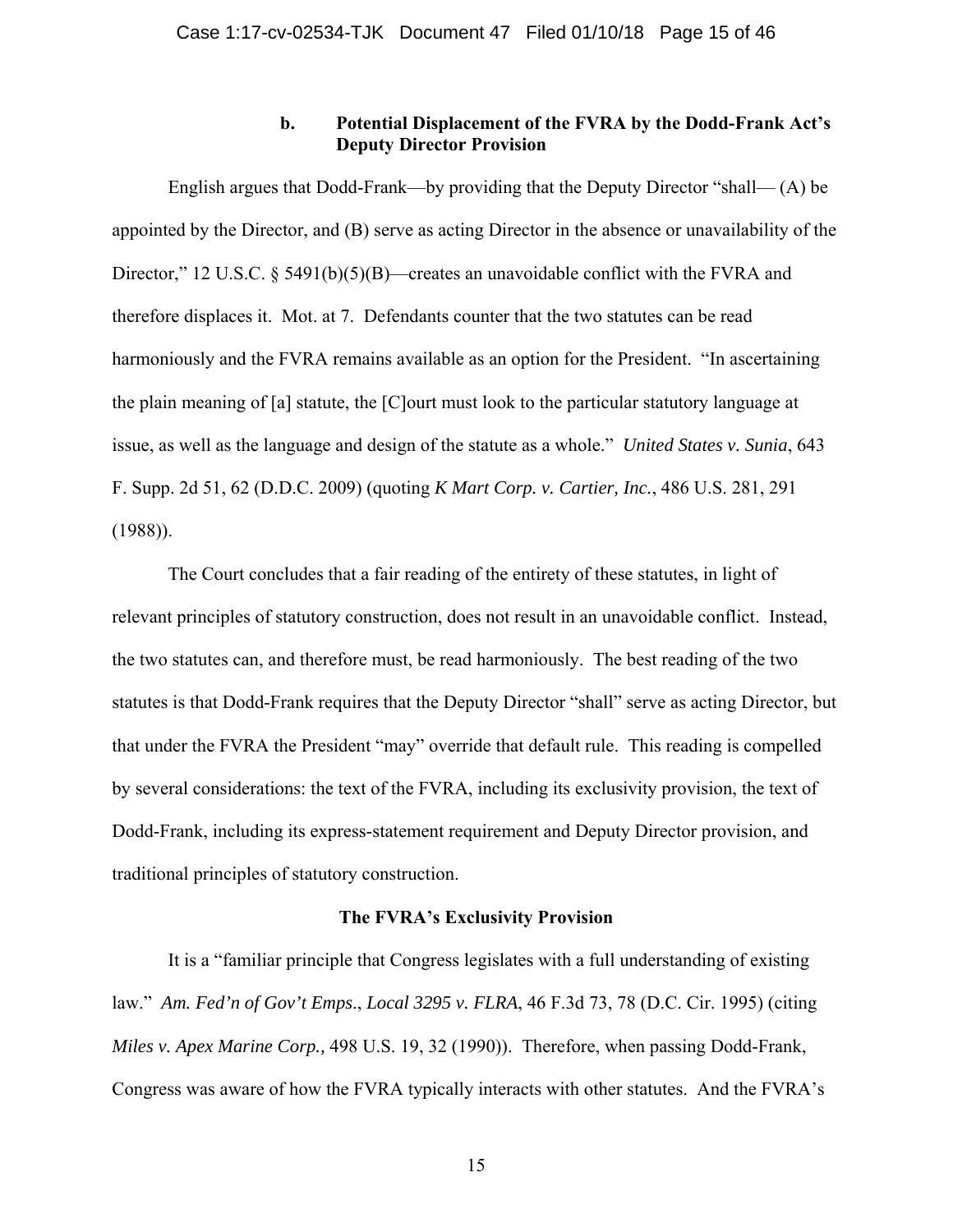### b. Potential Displacement of the FVRA by the Dodd-Frank Act's Deputy Director Provision

English argues that Dodd-Frank—by providing that the Deputy Director "shall— (A) be appointed by the Director, and (B) serve as acting Director in the absence or unavailability of the Director," 12 U.S.C. § 5491(b)(5)(B)—creates an unavoidable conflict with the FVRA and therefore displaces it. Mot. at 7. Defendants counter that the two statutes can be read harmoniously and the FVRA remains available as an option for the President. "In ascertaining the plain meaning of [a] statute, the [C]ourt must look to the particular statutory language at issue, as well as the language and design of the statute as a whole." *United States v. Sunia*, 643 F. Supp. 2d 51, 62 (D.D.C. 2009) (quoting *K Mart Corp. v. Cartier, Inc.*, 486 U.S. 281, 291 (1988)).

The Court concludes that a fair reading of the entirety of these statutes, in light of relevant principles of statutory construction, does not result in an unavoidable conflict. Instead, the two statutes can, and therefore must, be read harmoniously. The best reading of the two statutes is that Dodd-Frank requires that the Deputy Director "shall" serve as acting Director, but that under the FVRA the President "may" override that default rule. This reading is compelled by several considerations: the text of the FVRA, including its exclusivity provision, the text of Dodd-Frank, including its express-statement requirement and Deputy Director provision, and traditional principles of statutory construction.

**The FVRA's Exclusivity Provision**

It is a "familiar principle that Congress legislates with a full understanding of existing law." *Am. Fed'n of Gov't Emps*., *Local 3295 v. FLRA*, 46 F.3d 73, 78 (D.C. Cir. 1995) (citing *Miles v. Apex Marine Corp.,* 498 U.S. 19, 32 (1990)). Therefore, when passing Dodd-Frank, Congress was aware of how the FVRA typically interacts with other statutes. And the FVRA's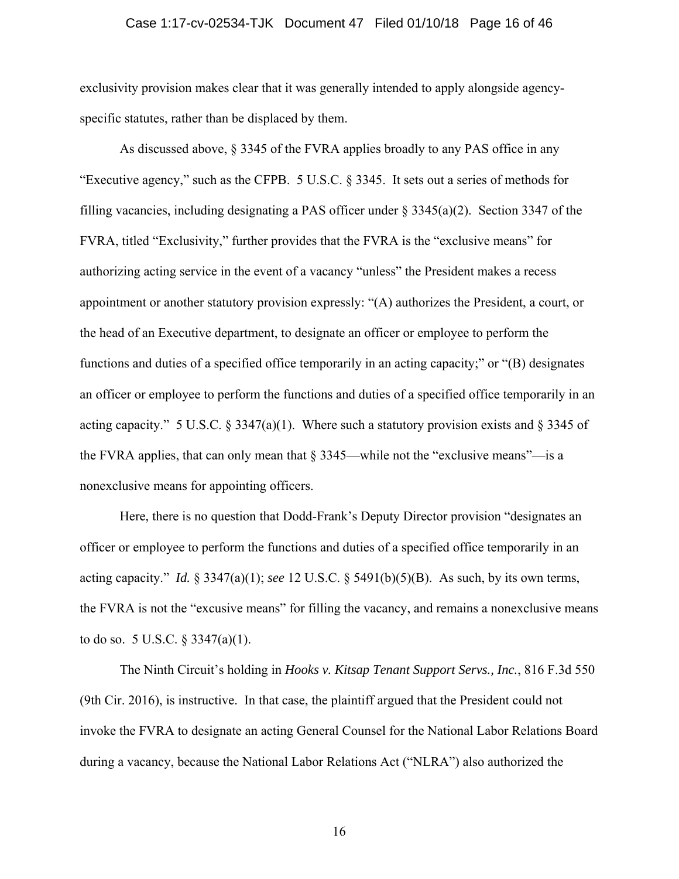exclusivity provision makes clear that it was generally intended to apply alongside agency-specific statutes, rather than be displaced by them.

As discussed above, § 3345 of the FVRA applies broadly to any PAS office in any "Executive agency," such as the CFPB. 5 U.S.C. § 3345. It sets out a series of methods for filling vacancies, including designating a PAS officer under § 3345(a)(2). Section 3347 of the FVRA, titled "Exclusivity," further provides that the FVRA is the "exclusive means" for authorizing acting service in the event of a vacancy "unless" the President makes a recess appointment or another statutory provision expressly: "(A) authorizes the President, a court, or the head of an Executive department, to designate an officer or employee to perform the functions and duties of a specified office temporarily in an acting capacity;" or "(B) designates an officer or employee to perform the functions and duties of a specified office temporarily in an acting capacity." 5 U.S.C. § 3347(a)(1). Where such a statutory provision exists and § 3345 of the FVRA applies, that can only mean that § 3345—while not the "exclusive means"—is a nonexclusive means for appointing officers.

Here, there is no question that Dodd-Frank's Deputy Director provision "designates an officer or employee to perform the functions and duties of a specified office temporarily in an acting capacity." *Id.* § 3347(a)(1); *see* 12 U.S.C. § 5491(b)(5)(B). As such, by its own terms, the FVRA is not the "excusive means" for filling the vacancy, and remains a nonexclusive means to do so. 5 U.S.C. § 3347(a)(1).

The Ninth Circuit's holding in *Hooks v. Kitsap Tenant Support Servs., Inc.*, 816 F.3d 550 (9th Cir. 2016), is instructive. In that case, the plaintiff argued that the President could not invoke the FVRA to designate an acting General Counsel for the National Labor Relations Board during a vacancy, because the National Labor Relations Act ("NLRA") also authorized the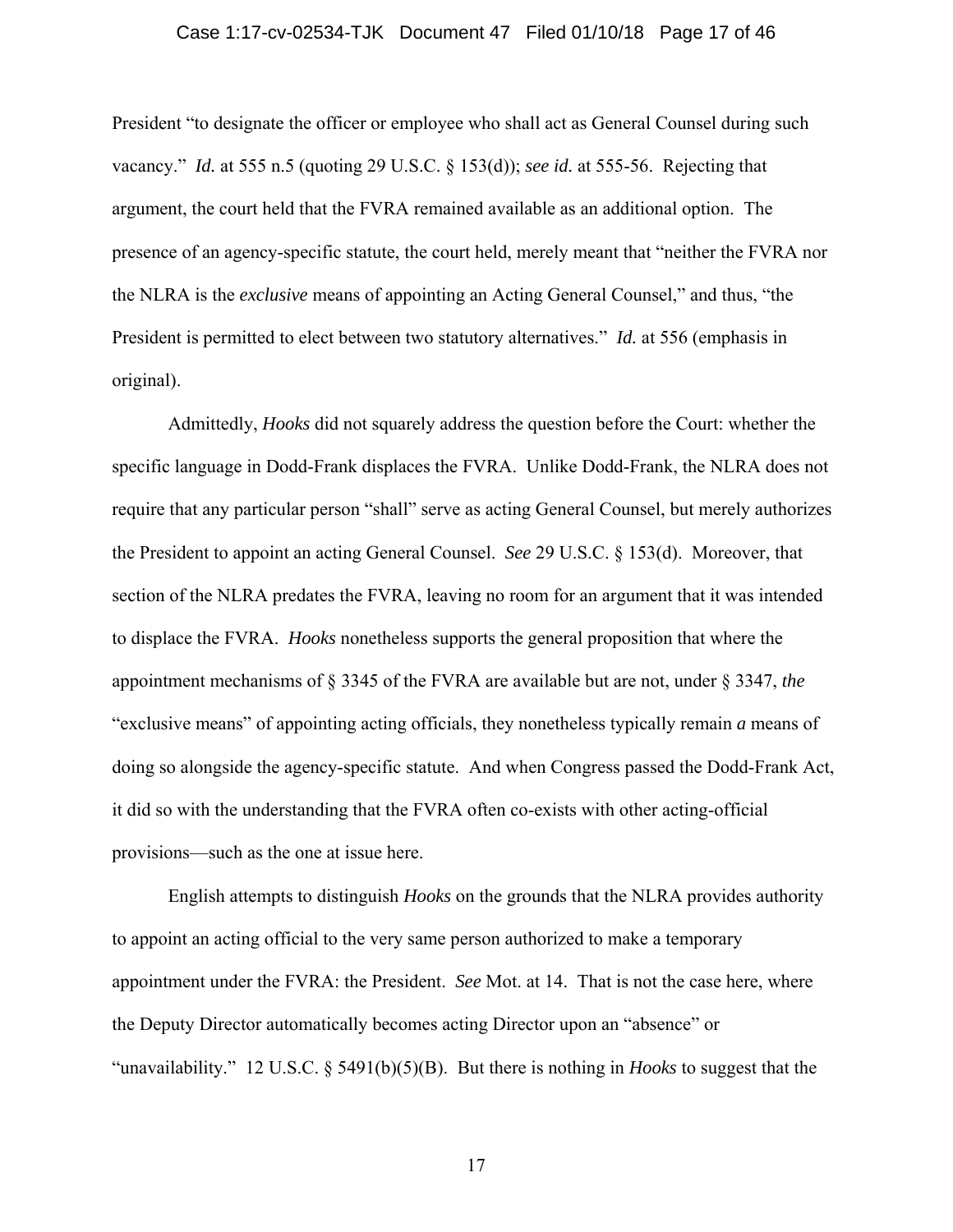President "to designate the officer or employee who shall act as General Counsel during such vacancy." *Id.* at 555 n.5 (quoting 29 U.S.C. § 153(d)); *see id.* at 555-56. Rejecting that argument, the court held that the FVRA remained available as an additional option. The presence of an agency-specific statute, the court held, merely meant that "neither the FVRA nor the NLRA is the *exclusive* means of appointing an Acting General Counsel," and thus, "the President is permitted to elect between two statutory alternatives." *Id.* at 556 (emphasis in original).

Admittedly, *Hooks* did not squarely address the question before the Court: whether the specific language in Dodd-Frank displaces the FVRA. Unlike Dodd-Frank, the NLRA does not require that any particular person "shall" serve as acting General Counsel, but merely authorizes the President to appoint an acting General Counsel. *See* 29 U.S.C. § 153(d). Moreover, that section of the NLRA predates the FVRA, leaving no room for an argument that it was intended to displace the FVRA. *Hooks* nonetheless supports the general proposition that where the appointment mechanisms of § 3345 of the FVRA are available but are not, under § 3347, *the* "exclusive means" of appointing acting officials, they nonetheless typically remain *a* means of doing so alongside the agency-specific statute. And when Congress passed the Dodd-Frank Act, it did so with the understanding that the FVRA often co-exists with other acting-official provisions—such as the one at issue here.

English attempts to distinguish *Hooks* on the grounds that the NLRA provides authority to appoint an acting official to the very same person authorized to make a temporary appointment under the FVRA: the President. *See* Mot. at 14. That is not the case here, where the Deputy Director automatically becomes acting Director upon an "absence" or "unavailability." 12 U.S.C. § 5491(b)(5)(B). But there is nothing in *Hooks* to suggest that the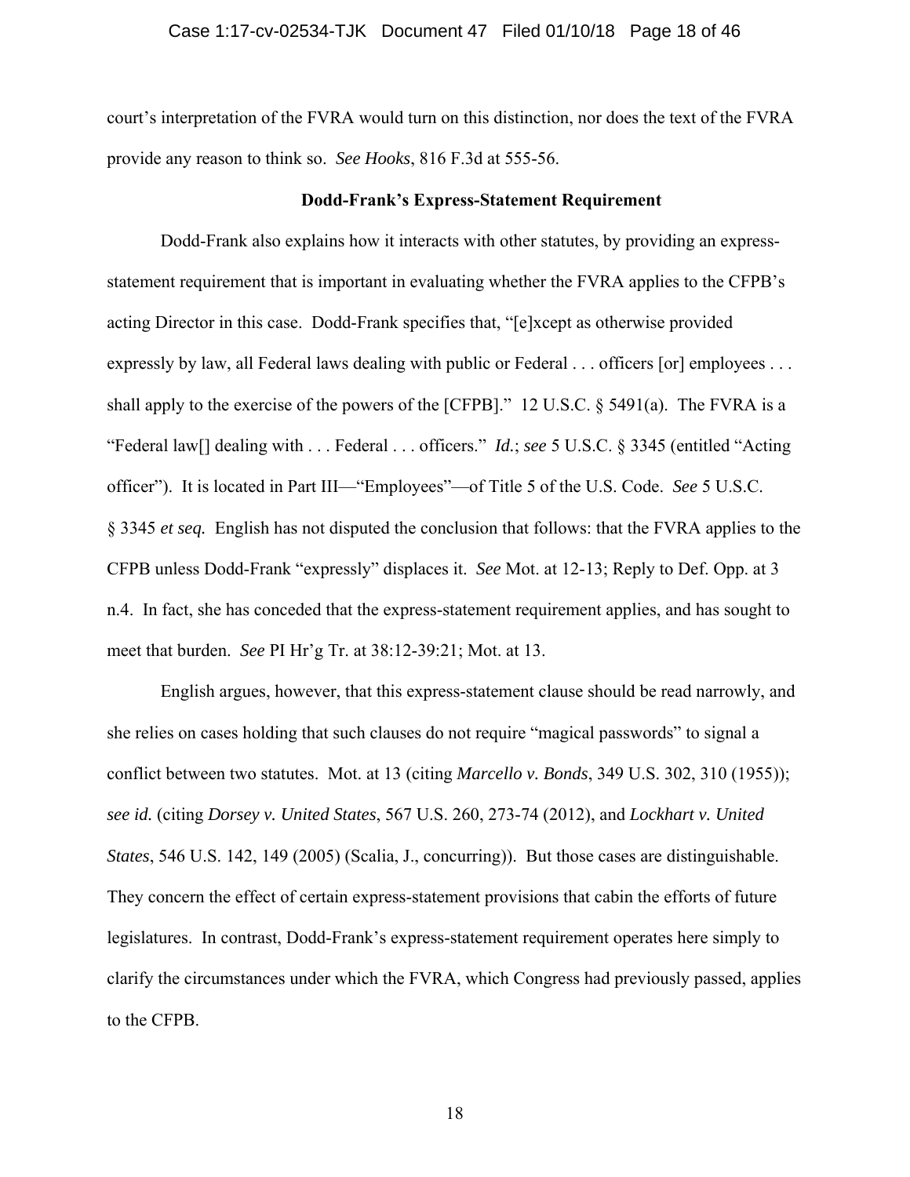court's interpretation of the FVRA would turn on this distinction, nor does the text of the FVRA provide any reason to think so. *See Hooks*, 816 F.3d at 555-56.

**Dodd-Frank's Express-Statement Requirement**

Dodd-Frank also explains how it interacts with other statutes, by providing an express-statement requirement that is important in evaluating whether the FVRA applies to the CFPB's acting Director in this case. Dodd-Frank specifies that, "[e]xcept as otherwise provided expressly by law, all Federal laws dealing with public or Federal . . . officers [or] employees . . . shall apply to the exercise of the powers of the [CFPB]." 12 U.S.C. § 5491(a). The FVRA is a "Federal law[] dealing with . . . Federal . . . officers." *Id.*; *see* 5 U.S.C. § 3345 (entitled "Acting officer"). It is located in Part III—"Employees"—of Title 5 of the U.S. Code. *See* 5 U.S.C. § 3345 *et seq.* English has not disputed the conclusion that follows: that the FVRA applies to the CFPB unless Dodd-Frank "expressly" displaces it. *See* Mot. at 12-13; Reply to Def. Opp. at 3 n.4. In fact, she has conceded that the express-statement requirement applies, and has sought to meet that burden. *See* PI Hr'g Tr. at 38:12-39:21; Mot. at 13.

English argues, however, that this express-statement clause should be read narrowly, and she relies on cases holding that such clauses do not require "magical passwords" to signal a conflict between two statutes. Mot. at 13 (citing *Marcello v. Bonds*, 349 U.S. 302, 310 (1955)); *see id.* (citing *Dorsey v. United States*, 567 U.S. 260, 273-74 (2012), and *Lockhart v. United States*, 546 U.S. 142, 149 (2005) (Scalia, J., concurring)). But those cases are distinguishable. They concern the effect of certain express-statement provisions that cabin the efforts of future legislatures. In contrast, Dodd-Frank's express-statement requirement operates here simply to clarify the circumstances under which the FVRA, which Congress had previously passed, applies to the CFPB.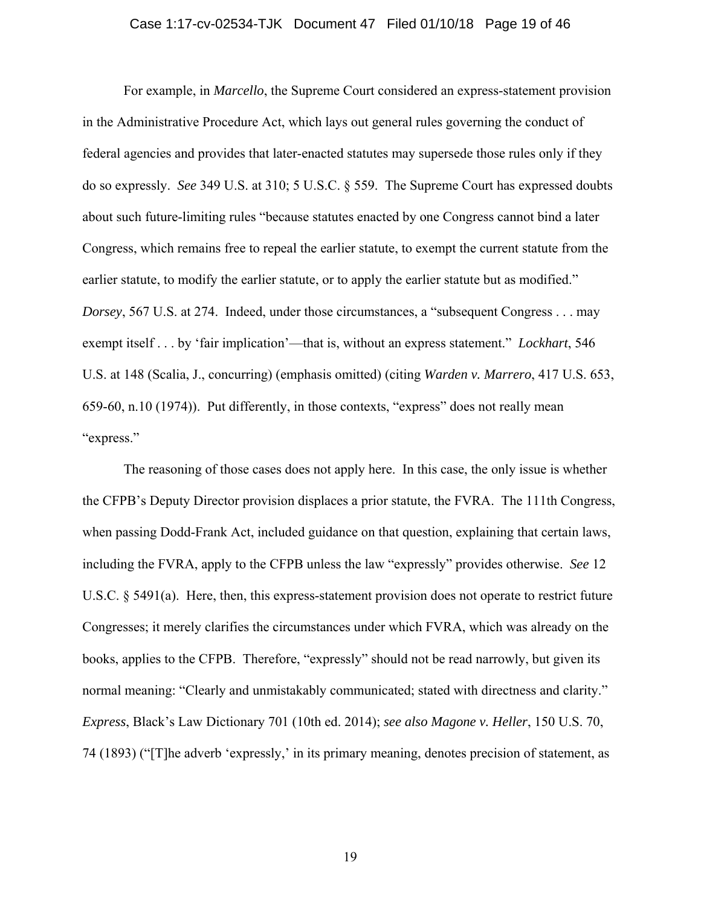For example, in *Marcello*, the Supreme Court considered an express-statement provision in the Administrative Procedure Act, which lays out general rules governing the conduct of federal agencies and provides that later-enacted statutes may supersede those rules only if they do so expressly. *See* 349 U.S. at 310; 5 U.S.C. § 559. The Supreme Court has expressed doubts about such future-limiting rules "because statutes enacted by one Congress cannot bind a later Congress, which remains free to repeal the earlier statute, to exempt the current statute from the earlier statute, to modify the earlier statute, or to apply the earlier statute but as modified." *Dorsey*, 567 U.S. at 274. Indeed, under those circumstances, a "subsequent Congress . . . may exempt itself . . . by 'fair implication'—that is, without an express statement." *Lockhart*, 546 U.S. at 148 (Scalia, J., concurring) (emphasis omitted) (citing *Warden v. Marrero*, 417 U.S. 653, 659-60, n.10 (1974)). Put differently, in those contexts, "express" does not really mean "express."

The reasoning of those cases does not apply here. In this case, the only issue is whether the CFPB's Deputy Director provision displaces a prior statute, the FVRA. The 111th Congress, when passing Dodd-Frank Act, included guidance on that question, explaining that certain laws, including the FVRA, apply to the CFPB unless the law "expressly" provides otherwise. *See* 12 U.S.C. § 5491(a). Here, then, this express-statement provision does not operate to restrict future Congresses; it merely clarifies the circumstances under which FVRA, which was already on the books, applies to the CFPB. Therefore, "expressly" should not be read narrowly, but given its normal meaning: "Clearly and unmistakably communicated; stated with directness and clarity." *Express*, Black's Law Dictionary 701 (10th ed. 2014); *see also Magone v. Heller*, 150 U.S. 70, 74 (1893) ("[T]he adverb 'expressly,' in its primary meaning, denotes precision of statement, as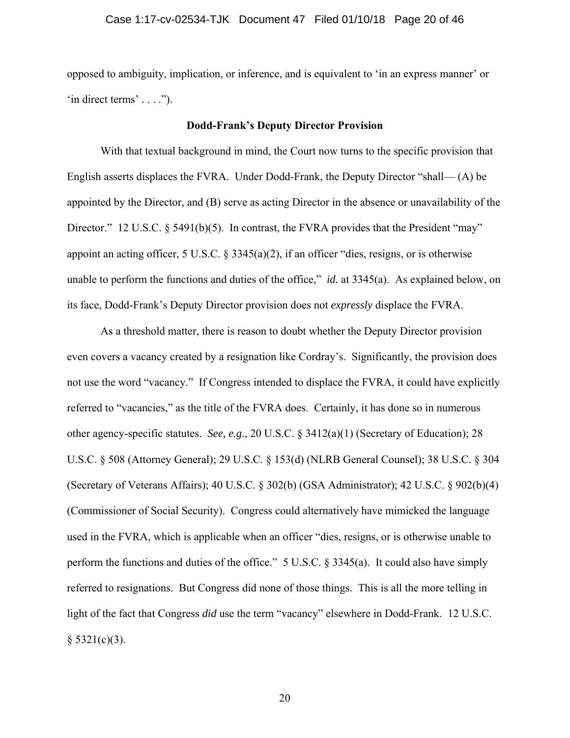opposed to ambiguity, implication, or inference, and is equivalent to 'in an express manner' or 'in direct terms' . . . .").

**Dodd-Frank's Deputy Director Provision**

With that textual background in mind, the Court now turns to the specific provision that English asserts displaces the FVRA. Under Dodd-Frank, the Deputy Director "shall— (A) be appointed by the Director, and (B) serve as acting Director in the absence or unavailability of the Director." 12 U.S.C. § 5491(b)(5). In contrast, the FVRA provides that the President "may" appoint an acting officer, 5 U.S.C. § 3345(a)(2), if an officer "dies, resigns, or is otherwise unable to perform the functions and duties of the office," *id.* at 3345(a). As explained below, on its face, Dodd-Frank's Deputy Director provision does not *expressly* displace the FVRA.

As a threshold matter, there is reason to doubt whether the Deputy Director provision even covers a vacancy created by a resignation like Cordray's. Significantly, the provision does not use the word "vacancy." If Congress intended to displace the FVRA, it could have explicitly referred to "vacancies," as the title of the FVRA does. Certainly, it has done so in numerous other agency-specific statutes. *See, e.g.*, 20 U.S.C. § 3412(a)(1) (Secretary of Education); 28 U.S.C. § 508 (Attorney General); 29 U.S.C. § 153(d) (NLRB General Counsel); 38 U.S.C. § 304 (Secretary of Veterans Affairs); 40 U.S.C. § 302(b) (GSA Administrator); 42 U.S.C. § 902(b)(4) (Commissioner of Social Security). Congress could alternatively have mimicked the language used in the FVRA, which is applicable when an officer "dies, resigns, or is otherwise unable to perform the functions and duties of the office." 5 U.S.C. § 3345(a). It could also have simply referred to resignations. But Congress did none of those things. This is all the more telling in light of the fact that Congress *did* use the term "vacancy" elsewhere in Dodd-Frank. 12 U.S.C. § 5321(c)(3).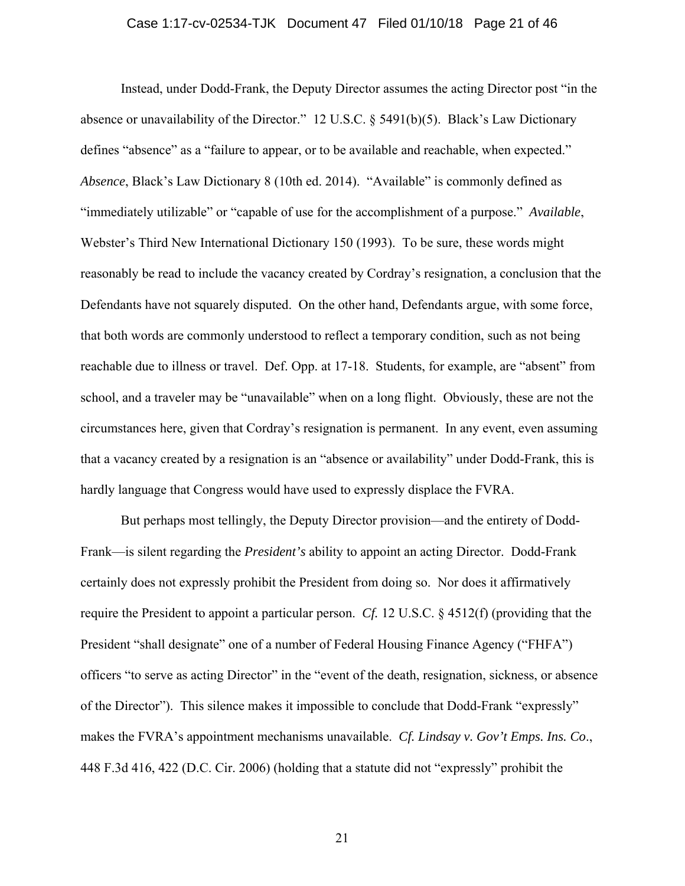Instead, under Dodd-Frank, the Deputy Director assumes the acting Director post "in the absence or unavailability of the Director." 12 U.S.C. § 5491(b)(5). Black's Law Dictionary defines "absence" as a "failure to appear, or to be available and reachable, when expected." *Absence*, Black's Law Dictionary 8 (10th ed. 2014). "Available" is commonly defined as "immediately utilizable" or "capable of use for the accomplishment of a purpose." *Available*, Webster's Third New International Dictionary 150 (1993). To be sure, these words might reasonably be read to include the vacancy created by Cordray's resignation, a conclusion that the Defendants have not squarely disputed. On the other hand, Defendants argue, with some force, that both words are commonly understood to reflect a temporary condition, such as not being reachable due to illness or travel. Def. Opp. at 17-18. Students, for example, are "absent" from school, and a traveler may be "unavailable" when on a long flight. Obviously, these are not the circumstances here, given that Cordray's resignation is permanent. In any event, even assuming that a vacancy created by a resignation is an "absence or availability" under Dodd-Frank, this is hardly language that Congress would have used to expressly displace the FVRA.

But perhaps most tellingly, the Deputy Director provision—and the entirety of Dodd-Frank—is silent regarding the *President's* ability to appoint an acting Director. Dodd-Frank certainly does not expressly prohibit the President from doing so. Nor does it affirmatively require the President to appoint a particular person. *Cf.* 12 U.S.C. § 4512(f) (providing that the President "shall designate" one of a number of Federal Housing Finance Agency ("FHFA") officers "to serve as acting Director" in the "event of the death, resignation, sickness, or absence of the Director"). This silence makes it impossible to conclude that Dodd-Frank "expressly" makes the FVRA's appointment mechanisms unavailable. *Cf. Lindsay v. Gov't Emps. Ins. Co*., 448 F.3d 416, 422 (D.C. Cir. 2006) (holding that a statute did not "expressly" prohibit the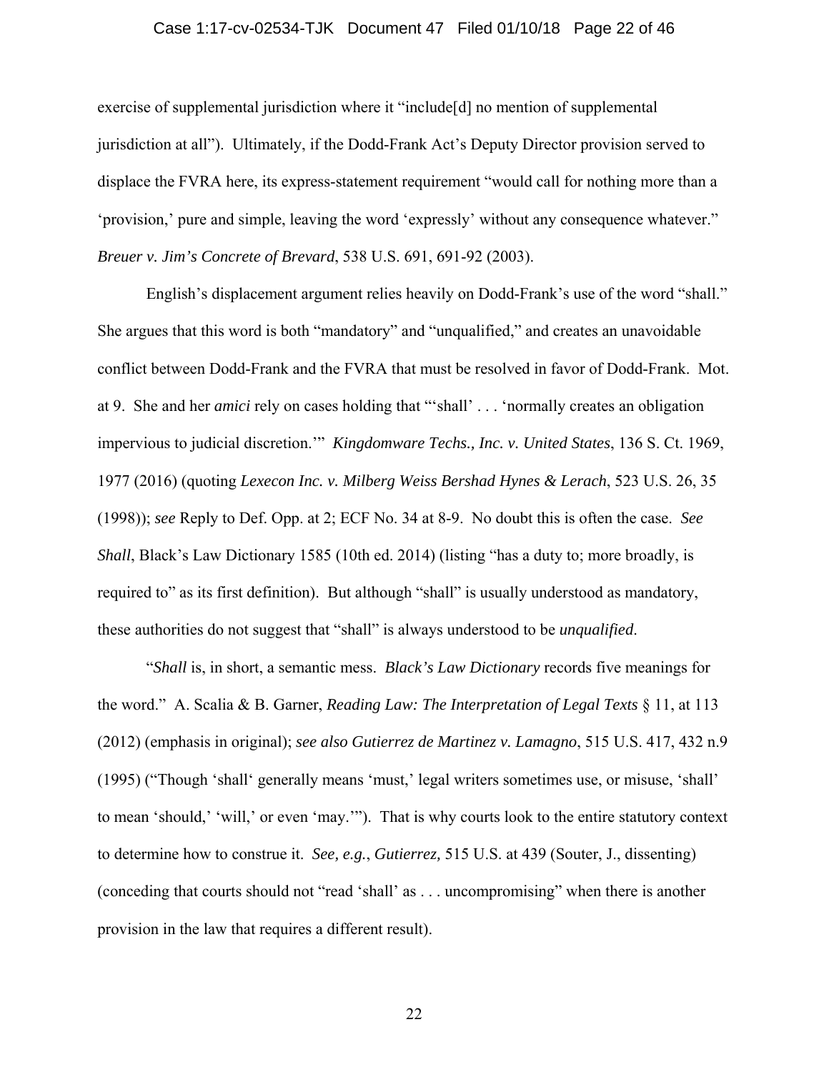exercise of supplemental jurisdiction where it "include[d] no mention of supplemental jurisdiction at all"). Ultimately, if the Dodd-Frank Act's Deputy Director provision served to displace the FVRA here, its express-statement requirement "would call for nothing more than a 'provision,' pure and simple, leaving the word 'expressly' without any consequence whatever." *Breuer v. Jim's Concrete of Brevard*, 538 U.S. 691, 691-92 (2003).

English's displacement argument relies heavily on Dodd-Frank's use of the word "shall." She argues that this word is both "mandatory" and "unqualified," and creates an unavoidable conflict between Dodd-Frank and the FVRA that must be resolved in favor of Dodd-Frank. Mot. at 9. She and her *amici* rely on cases holding that "'shall' . . . 'normally creates an obligation impervious to judicial discretion.'" *Kingdomware Techs., Inc. v. United States*, 136 S. Ct. 1969, 1977 (2016) (quoting *Lexecon Inc. v. Milberg Weiss Bershad Hynes & Lerach*, 523 U.S. 26, 35 (1998)); *see* Reply to Def. Opp. at 2; ECF No. 34 at 8-9. No doubt this is often the case. *See Shall*, Black's Law Dictionary 1585 (10th ed. 2014) (listing "has a duty to; more broadly, is required to" as its first definition). But although "shall" is usually understood as mandatory, these authorities do not suggest that "shall" is always understood to be *unqualified*.

"*Shall* is, in short, a semantic mess. *Black's Law Dictionary* records five meanings for the word." A. Scalia & B. Garner, *Reading Law: The Interpretation of Legal Texts* § 11, at 113 (2012) (emphasis in original); *see also Gutierrez de Martinez v. Lamagno*, 515 U.S. 417, 432 n.9 (1995) ("Though 'shall' generally means 'must,' legal writers sometimes use, or misuse, 'shall' to mean 'should,' 'will,' or even 'may.'"). That is why courts look to the entire statutory context to determine how to construe it. *See, e.g.*, *Gutierrez,* 515 U.S. at 439 (Souter, J., dissenting) (conceding that courts should not "read 'shall' as . . . uncompromising" when there is another provision in the law that requires a different result).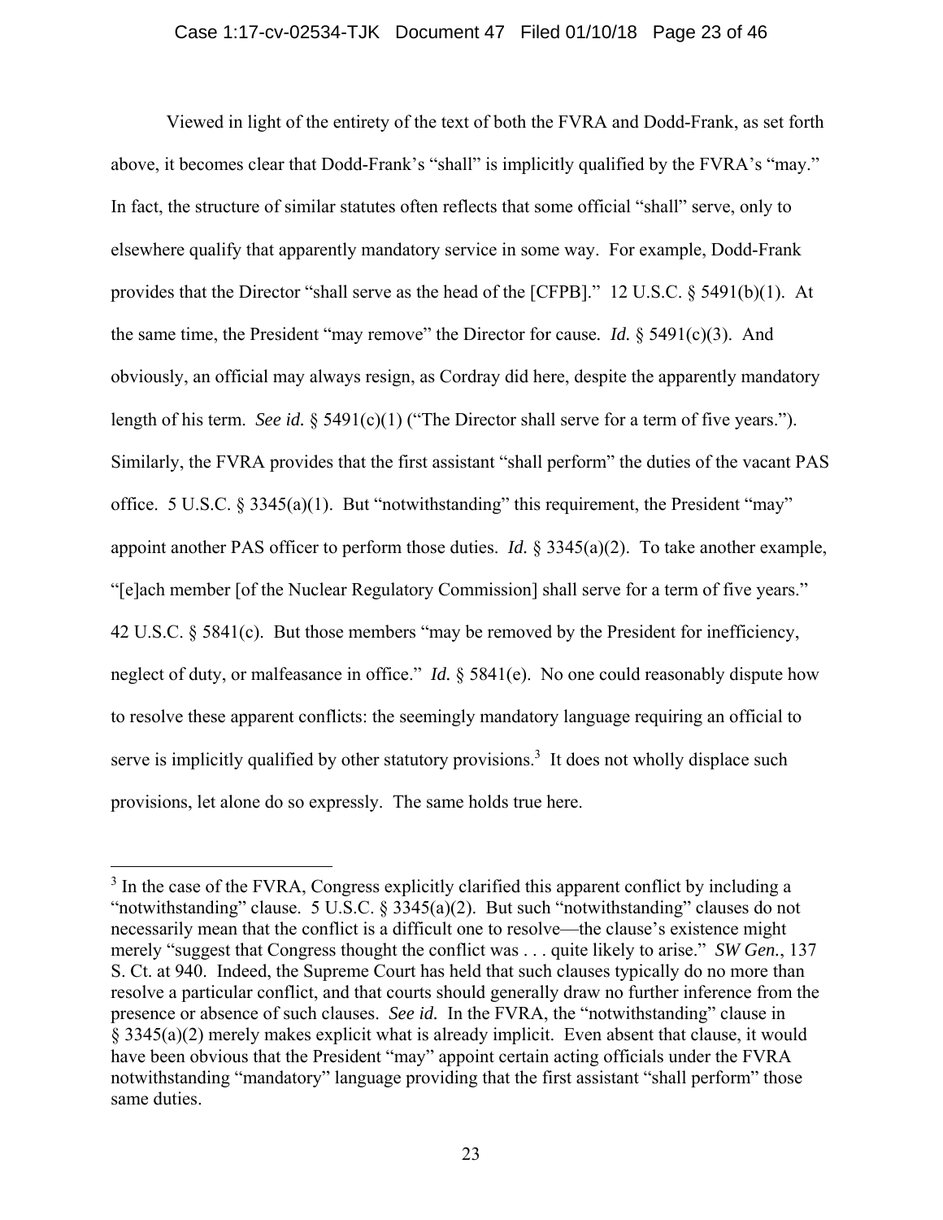Viewed in light of the entirety of the text of both the FVRA and Dodd-Frank, as set forth above, it becomes clear that Dodd-Frank's "shall" is implicitly qualified by the FVRA's "may." In fact, the structure of similar statutes often reflects that some official "shall" serve, only to elsewhere qualify that apparently mandatory service in some way. For example, Dodd-Frank provides that the Director "shall serve as the head of the [CFPB]." 12 U.S.C. § 5491(b)(1). At the same time, the President "may remove" the Director for cause. *Id.* § 5491(c)(3). And obviously, an official may always resign, as Cordray did here, despite the apparently mandatory length of his term. *See id.* § 5491(c)(1) ("The Director shall serve for a term of five years."). Similarly, the FVRA provides that the first assistant "shall perform" the duties of the vacant PAS office. 5 U.S.C. § 3345(a)(1). But "notwithstanding" this requirement, the President "may" appoint another PAS officer to perform those duties. *Id.* § 3345(a)(2). To take another example, "[e]ach member [of the Nuclear Regulatory Commission] shall serve for a term of five years." 42 U.S.C. § 5841(c). But those members "may be removed by the President for inefficiency, neglect of duty, or malfeasance in office." *Id.* § 5841(e). No one could reasonably dispute how to resolve these apparent conflicts: the seemingly mandatory language requiring an official to serve is implicitly qualified by other statutory provisions.[3] It does not wholly displace such provisions, let alone do so expressly. The same holds true here.

---

[3] In the case of the FVRA, Congress explicitly clarified this apparent conflict by including a "notwithstanding" clause. 5 U.S.C. § 3345(a)(2). But such "notwithstanding" clauses do not necessarily mean that the conflict is a difficult one to resolve—the clause's existence might merely "suggest that Congress thought the conflict was . . . quite likely to arise." *SW Gen.*, 137 S. Ct. at 940. Indeed, the Supreme Court has held that such clauses typically do no more than resolve a particular conflict, and that courts should generally draw no further inference from the presence or absence of such clauses. *See id.* In the FVRA, the "notwithstanding" clause in § 3345(a)(2) merely makes explicit what is already implicit. Even absent that clause, it would have been obvious that the President "may" appoint certain acting officials under the FVRA notwithstanding "mandatory" language providing that the first assistant "shall perform" those same duties.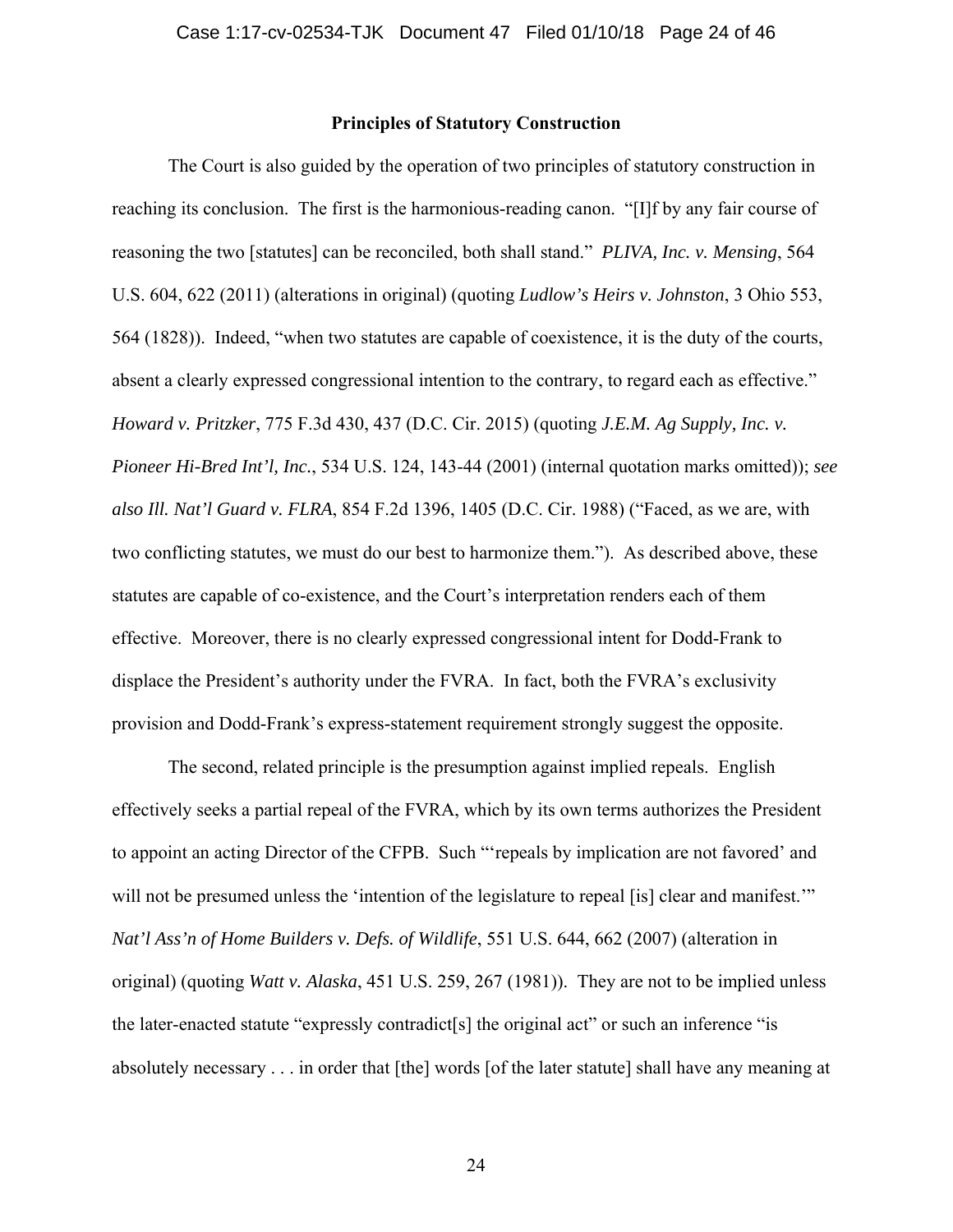### Principles of Statutory Construction

The Court is also guided by the operation of two principles of statutory construction in reaching its conclusion. The first is the harmonious-reading canon. "[I]f by any fair course of reasoning the two [statutes] can be reconciled, both shall stand." *PLIVA, Inc. v. Mensing*, 564 U.S. 604, 622 (2011) (alterations in original) (quoting *Ludlow's Heirs v. Johnston*, 3 Ohio 553, 564 (1828)). Indeed, "when two statutes are capable of coexistence, it is the duty of the courts, absent a clearly expressed congressional intention to the contrary, to regard each as effective." *Howard v. Pritzker*, 775 F.3d 430, 437 (D.C. Cir. 2015) (quoting *J.E.M. Ag Supply, Inc. v. Pioneer Hi-Bred Int'l, Inc.*, 534 U.S. 124, 143-44 (2001) (internal quotation marks omitted)); *see also Ill. Nat'l Guard v. FLRA*, 854 F.2d 1396, 1405 (D.C. Cir. 1988) ("Faced, as we are, with two conflicting statutes, we must do our best to harmonize them."). As described above, these statutes are capable of co-existence, and the Court's interpretation renders each of them effective. Moreover, there is no clearly expressed congressional intent for Dodd-Frank to displace the President's authority under the FVRA. In fact, both the FVRA's exclusivity provision and Dodd-Frank's express-statement requirement strongly suggest the opposite.

The second, related principle is the presumption against implied repeals. English effectively seeks a partial repeal of the FVRA, which by its own terms authorizes the President to appoint an acting Director of the CFPB. Such "'repeals by implication are not favored' and will not be presumed unless the 'intention of the legislature to repeal [is] clear and manifest.'" *Nat'l Ass'n of Home Builders v. Defs. of Wildlife*, 551 U.S. 644, 662 (2007) (alteration in original) (quoting *Watt v. Alaska*, 451 U.S. 259, 267 (1981)). They are not to be implied unless the later-enacted statute "expressly contradict[s] the original act" or such an inference "is absolutely necessary . . . in order that [the] words [of the later statute] shall have any meaning at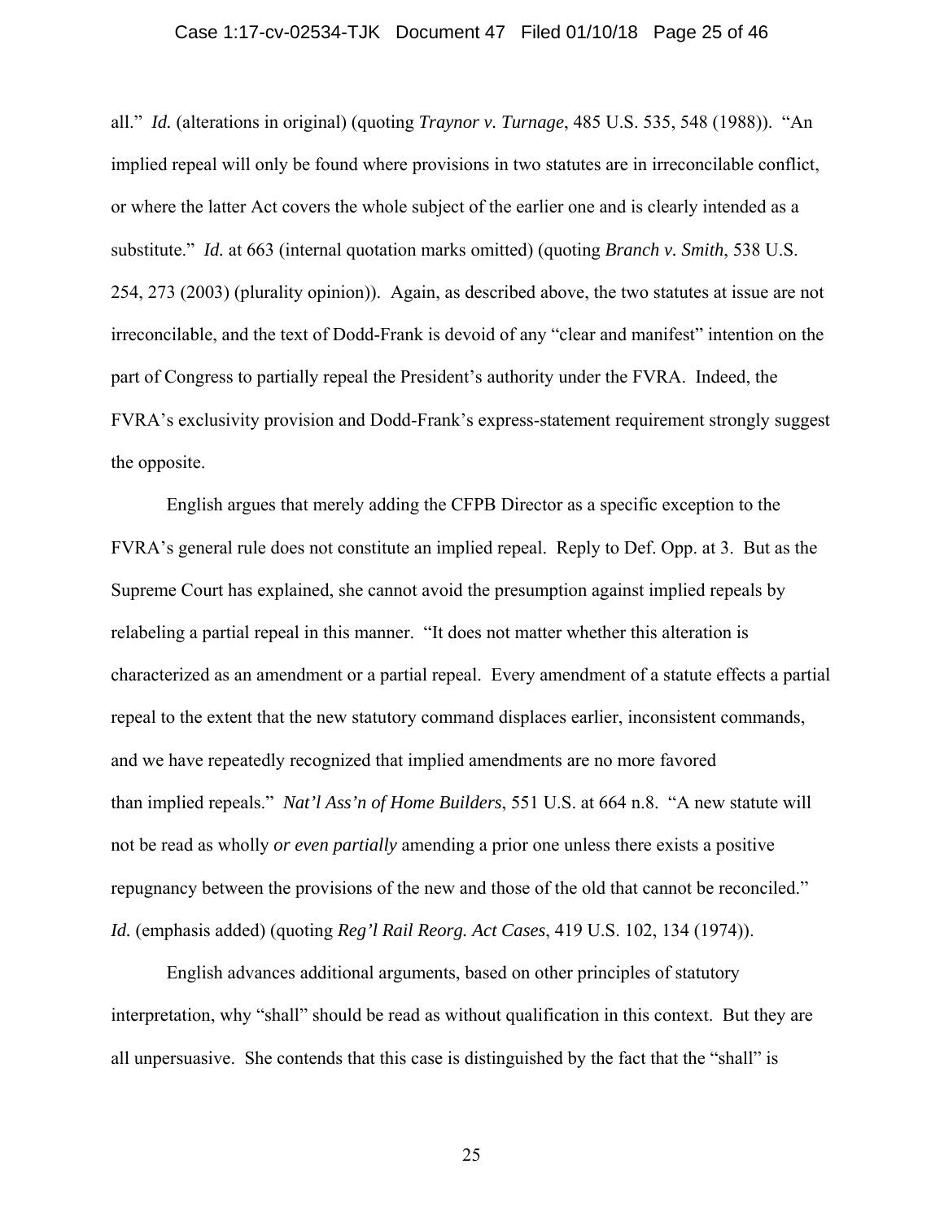all." *Id.* (alterations in original) (quoting *Traynor v. Turnage*, 485 U.S. 535, 548 (1988)). "An implied repeal will only be found where provisions in two statutes are in irreconcilable conflict, or where the latter Act covers the whole subject of the earlier one and is clearly intended as a substitute." *Id.* at 663 (internal quotation marks omitted) (quoting *Branch v. Smith*, 538 U.S. 254, 273 (2003) (plurality opinion)). Again, as described above, the two statutes at issue are not irreconcilable, and the text of Dodd-Frank is devoid of any "clear and manifest" intention on the part of Congress to partially repeal the President's authority under the FVRA. Indeed, the FVRA's exclusivity provision and Dodd-Frank's express-statement requirement strongly suggest the opposite.

English argues that merely adding the CFPB Director as a specific exception to the FVRA's general rule does not constitute an implied repeal. Reply to Def. Opp. at 3. But as the Supreme Court has explained, she cannot avoid the presumption against implied repeals by relabeling a partial repeal in this manner. "It does not matter whether this alteration is characterized as an amendment or a partial repeal. Every amendment of a statute effects a partial repeal to the extent that the new statutory command displaces earlier, inconsistent commands, and we have repeatedly recognized that implied amendments are no more favored than implied repeals." *Nat'l Ass'n of Home Builders*, 551 U.S. at 664 n.8. "A new statute will not be read as wholly *or even partially* amending a prior one unless there exists a positive repugnancy between the provisions of the new and those of the old that cannot be reconciled." *Id.* (emphasis added) (quoting *Reg'l Rail Reorg. Act Cases*, 419 U.S. 102, 134 (1974)).

English advances additional arguments, based on other principles of statutory interpretation, why "shall" should be read as without qualification in this context. But they are all unpersuasive. She contends that this case is distinguished by the fact that the "shall" is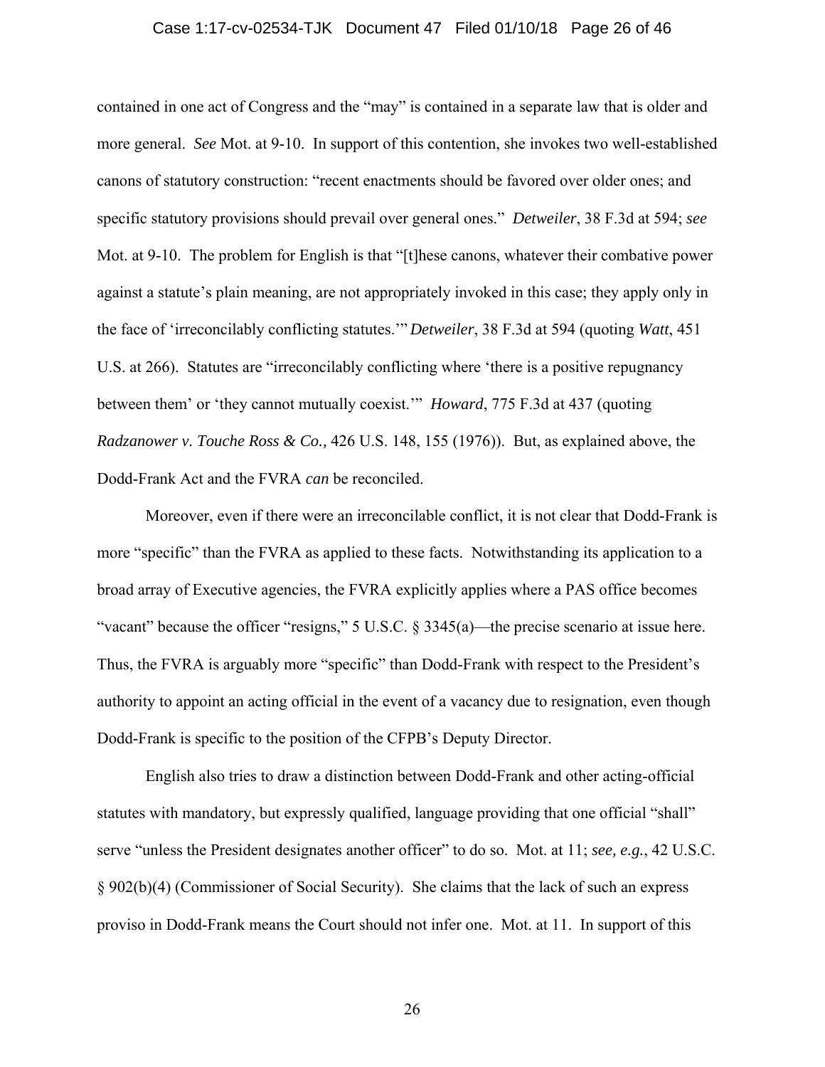contained in one act of Congress and the "may" is contained in a separate law that is older and more general. *See* Mot. at 9-10. In support of this contention, she invokes two well-established canons of statutory construction: "recent enactments should be favored over older ones; and specific statutory provisions should prevail over general ones." *Detweiler*, 38 F.3d at 594; *see* Mot. at 9-10. The problem for English is that "[t]hese canons, whatever their combative power against a statute's plain meaning, are not appropriately invoked in this case; they apply only in the face of 'irreconcilably conflicting statutes.'" *Detweiler*, 38 F.3d at 594 (quoting *Watt*, 451 U.S. at 266). Statutes are "irreconcilably conflicting where 'there is a positive repugnancy between them' or 'they cannot mutually coexist.'" *Howard*, 775 F.3d at 437 (quoting *Radzanower v. Touche Ross & Co.,* 426 U.S. 148, 155 (1976)). But, as explained above, the Dodd-Frank Act and the FVRA *can* be reconciled.

Moreover, even if there were an irreconcilable conflict, it is not clear that Dodd-Frank is more "specific" than the FVRA as applied to these facts. Notwithstanding its application to a broad array of Executive agencies, the FVRA explicitly applies where a PAS office becomes "vacant" because the officer "resigns," 5 U.S.C. § 3345(a)—the precise scenario at issue here. Thus, the FVRA is arguably more "specific" than Dodd-Frank with respect to the President's authority to appoint an acting official in the event of a vacancy due to resignation, even though Dodd-Frank is specific to the position of the CFPB's Deputy Director.

English also tries to draw a distinction between Dodd-Frank and other acting-official statutes with mandatory, but expressly qualified, language providing that one official "shall" serve "unless the President designates another officer" to do so. Mot. at 11; *see, e.g.*, 42 U.S.C. § 902(b)(4) (Commissioner of Social Security). She claims that the lack of such an express proviso in Dodd-Frank means the Court should not infer one. Mot. at 11. In support of this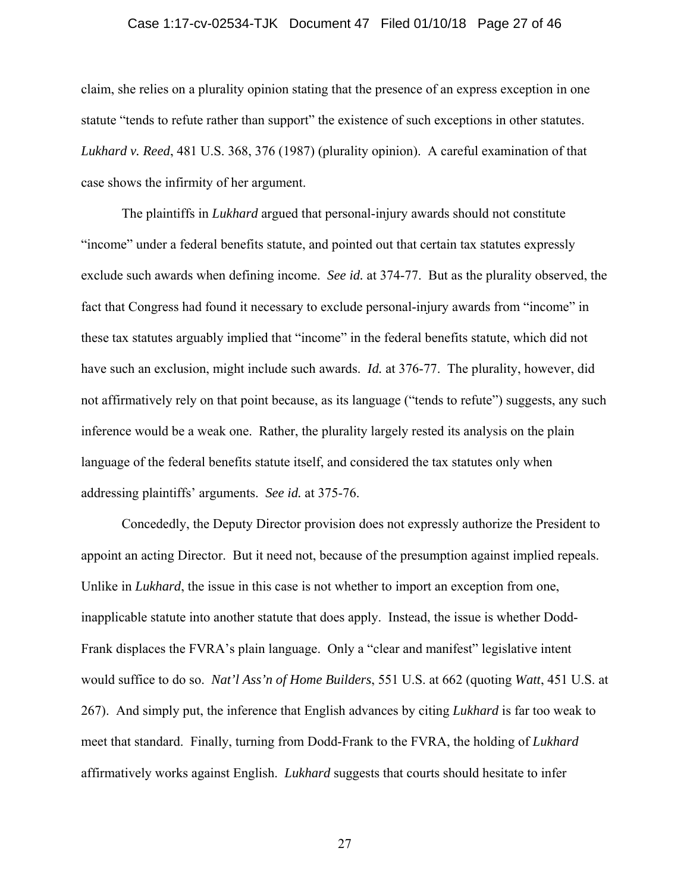claim, she relies on a plurality opinion stating that the presence of an express exception in one statute "tends to refute rather than support" the existence of such exceptions in other statutes. *Lukhard v. Reed*, 481 U.S. 368, 376 (1987) (plurality opinion). A careful examination of that case shows the infirmity of her argument.

The plaintiffs in *Lukhard* argued that personal-injury awards should not constitute "income" under a federal benefits statute, and pointed out that certain tax statutes expressly exclude such awards when defining income. *See id.* at 374-77. But as the plurality observed, the fact that Congress had found it necessary to exclude personal-injury awards from "income" in these tax statutes arguably implied that "income" in the federal benefits statute, which did not have such an exclusion, might include such awards. *Id.* at 376-77. The plurality, however, did not affirmatively rely on that point because, as its language ("tends to refute") suggests, any such inference would be a weak one. Rather, the plurality largely rested its analysis on the plain language of the federal benefits statute itself, and considered the tax statutes only when addressing plaintiffs' arguments. *See id.* at 375-76.

Concededly, the Deputy Director provision does not expressly authorize the President to appoint an acting Director. But it need not, because of the presumption against implied repeals. Unlike in *Lukhard*, the issue in this case is not whether to import an exception from one, inapplicable statute into another statute that does apply. Instead, the issue is whether Dodd-Frank displaces the FVRA's plain language. Only a "clear and manifest" legislative intent would suffice to do so. *Nat'l Ass'n of Home Builders*, 551 U.S. at 662 (quoting *Watt*, 451 U.S. at 267). And simply put, the inference that English advances by citing *Lukhard* is far too weak to meet that standard. Finally, turning from Dodd-Frank to the FVRA, the holding of *Lukhard* affirmatively works against English. *Lukhard* suggests that courts should hesitate to infer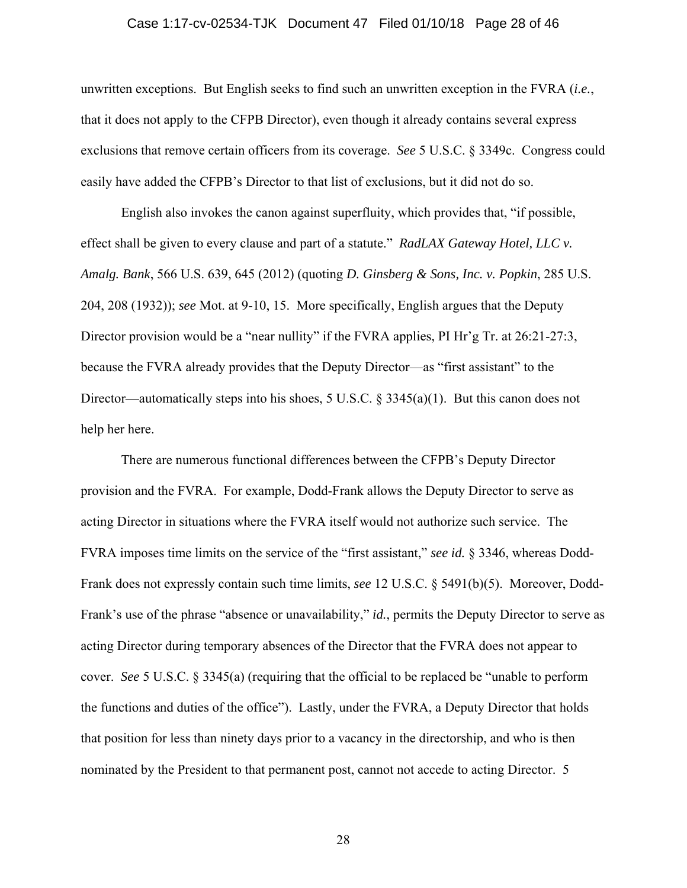unwritten exceptions. But English seeks to find such an unwritten exception in the FVRA (*i.e.*, that it does not apply to the CFPB Director), even though it already contains several express exclusions that remove certain officers from its coverage. *See* 5 U.S.C. § 3349c. Congress could easily have added the CFPB's Director to that list of exclusions, but it did not do so.

English also invokes the canon against superfluity, which provides that, "if possible, effect shall be given to every clause and part of a statute." *RadLAX Gateway Hotel, LLC v. Amalg. Bank*, 566 U.S. 639, 645 (2012) (quoting *D. Ginsberg & Sons, Inc. v. Popkin*, 285 U.S. 204, 208 (1932)); *see* Mot. at 9-10, 15. More specifically, English argues that the Deputy Director provision would be a "near nullity" if the FVRA applies, PI Hr'g Tr. at 26:21-27:3, because the FVRA already provides that the Deputy Director—as "first assistant" to the Director—automatically steps into his shoes, 5 U.S.C. § 3345(a)(1). But this canon does not help her here.

There are numerous functional differences between the CFPB's Deputy Director provision and the FVRA. For example, Dodd-Frank allows the Deputy Director to serve as acting Director in situations where the FVRA itself would not authorize such service. The FVRA imposes time limits on the service of the "first assistant," *see id.* § 3346, whereas Dodd-Frank does not expressly contain such time limits, *see* 12 U.S.C. § 5491(b)(5). Moreover, Dodd-Frank's use of the phrase "absence or unavailability," *id.*, permits the Deputy Director to serve as acting Director during temporary absences of the Director that the FVRA does not appear to cover. *See* 5 U.S.C. § 3345(a) (requiring that the official to be replaced be "unable to perform the functions and duties of the office"). Lastly, under the FVRA, a Deputy Director that holds that position for less than ninety days prior to a vacancy in the directorship, and who is then nominated by the President to that permanent post, cannot not accede to acting Director. 5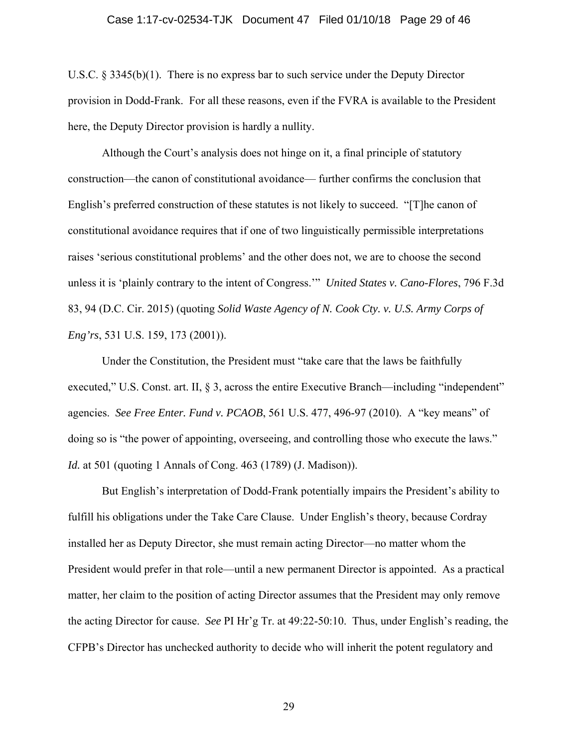U.S.C. § 3345(b)(1). There is no express bar to such service under the Deputy Director provision in Dodd-Frank. For all these reasons, even if the FVRA is available to the President here, the Deputy Director provision is hardly a nullity.

Although the Court's analysis does not hinge on it, a final principle of statutory construction—the canon of constitutional avoidance— further confirms the conclusion that English's preferred construction of these statutes is not likely to succeed. "[T]he canon of constitutional avoidance requires that if one of two linguistically permissible interpretations raises 'serious constitutional problems' and the other does not, we are to choose the second unless it is 'plainly contrary to the intent of Congress.'" *United States v. Cano-Flores*, 796 F.3d 83, 94 (D.C. Cir. 2015) (quoting *Solid Waste Agency of N. Cook Cty. v. U.S. Army Corps of Eng'rs*, 531 U.S. 159, 173 (2001)).

Under the Constitution, the President must "take care that the laws be faithfully executed," U.S. Const. art. II, § 3, across the entire Executive Branch—including "independent" agencies. *See Free Enter. Fund v. PCAOB*, 561 U.S. 477, 496-97 (2010). A "key means" of doing so is "the power of appointing, overseeing, and controlling those who execute the laws." *Id.* at 501 (quoting 1 Annals of Cong. 463 (1789) (J. Madison)).

But English's interpretation of Dodd-Frank potentially impairs the President's ability to fulfill his obligations under the Take Care Clause. Under English's theory, because Cordray installed her as Deputy Director, she must remain acting Director—no matter whom the President would prefer in that role—until a new permanent Director is appointed. As a practical matter, her claim to the position of acting Director assumes that the President may only remove the acting Director for cause. *See* PI Hr'g Tr. at 49:22-50:10. Thus, under English's reading, the CFPB's Director has unchecked authority to decide who will inherit the potent regulatory and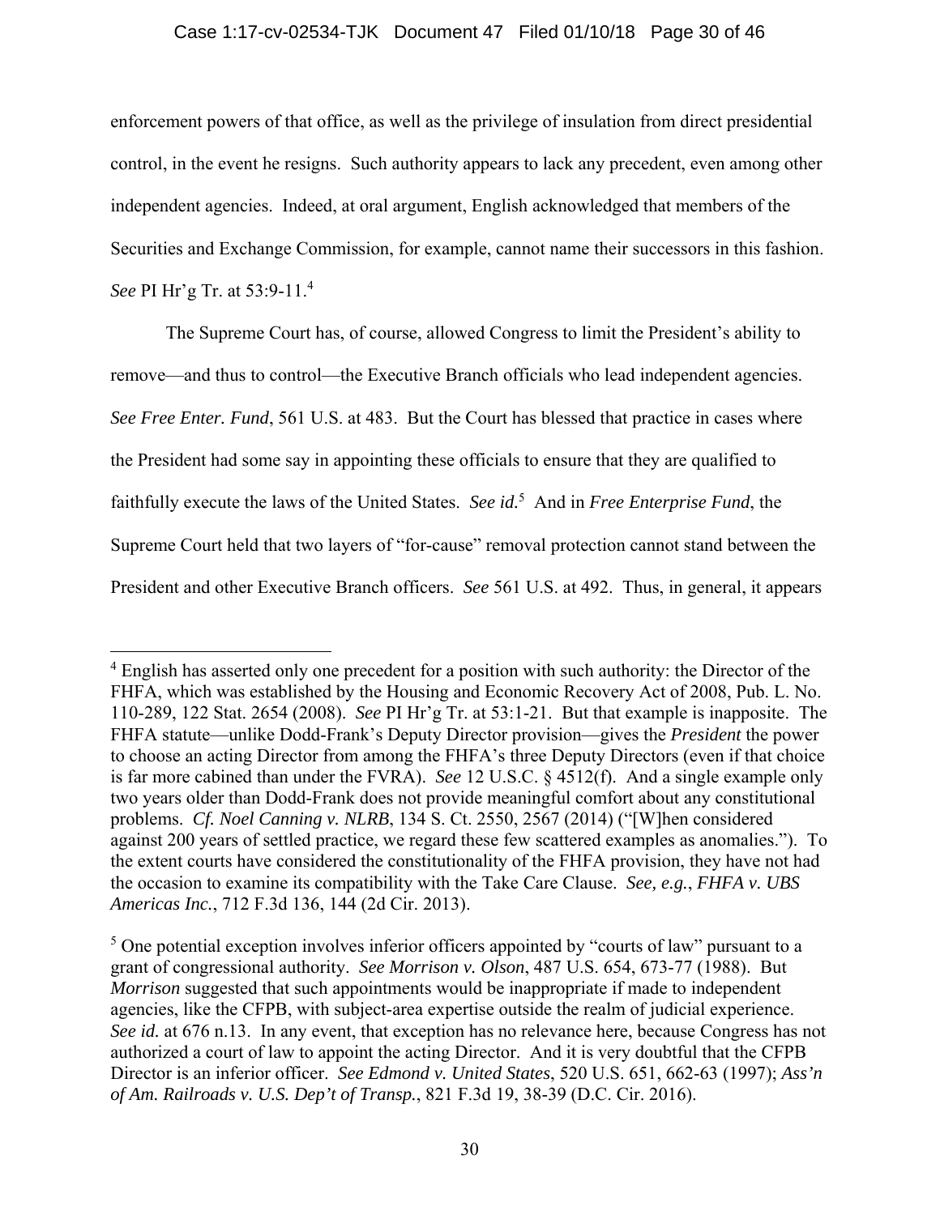enforcement powers of that office, as well as the privilege of insulation from direct presidential control, in the event he resigns. Such authority appears to lack any precedent, even among other independent agencies. Indeed, at oral argument, English acknowledged that members of the Securities and Exchange Commission, for example, cannot name their successors in this fashion. *See* PI Hr'g Tr. at 53:9-11.[4]

The Supreme Court has, of course, allowed Congress to limit the President's ability to remove—and thus to control—the Executive Branch officials who lead independent agencies. *See Free Enter. Fund*, 561 U.S. at 483. But the Court has blessed that practice in cases where the President had some say in appointing these officials to ensure that they are qualified to faithfully execute the laws of the United States. *See id.*[5] And in *Free Enterprise Fund*, the Supreme Court held that two layers of "for-cause" removal protection cannot stand between the President and other Executive Branch officers. *See* 561 U.S. at 492. Thus, in general, it appears

---

[4] English has asserted only one precedent for a position with such authority: the Director of the FHFA, which was established by the Housing and Economic Recovery Act of 2008, Pub. L. No. 110-289, 122 Stat. 2654 (2008). *See* PI Hr'g Tr. at 53:1-21. But that example is inapposite. The FHFA statute—unlike Dodd-Frank's Deputy Director provision—gives the *President* the power to choose an acting Director from among the FHFA's three Deputy Directors (even if that choice is far more cabined than under the FVRA). *See* 12 U.S.C. § 4512(f). And a single example only two years older than Dodd-Frank does not provide meaningful comfort about any constitutional problems. *Cf. Noel Canning v. NLRB*, 134 S. Ct. 2550, 2567 (2014) ("[W]hen considered against 200 years of settled practice, we regard these few scattered examples as anomalies."). To the extent courts have considered the constitutionality of the FHFA provision, they have not had the occasion to examine its compatibility with the Take Care Clause. *See, e.g.*, *FHFA v. UBS Americas Inc.*, 712 F.3d 136, 144 (2d Cir. 2013).

[5] One potential exception involves inferior officers appointed by "courts of law" pursuant to a grant of congressional authority. *See Morrison v. Olson*, 487 U.S. 654, 673-77 (1988). But *Morrison* suggested that such appointments would be inappropriate if made to independent agencies, like the CFPB, with subject-area expertise outside the realm of judicial experience. *See id.* at 676 n.13. In any event, that exception has no relevance here, because Congress has not authorized a court of law to appoint the acting Director. And it is very doubtful that the CFPB Director is an inferior officer. *See Edmond v. United States*, 520 U.S. 651, 662-63 (1997); *Ass'n of Am. Railroads v. U.S. Dep't of Transp.*, 821 F.3d 19, 38-39 (D.C. Cir. 2016).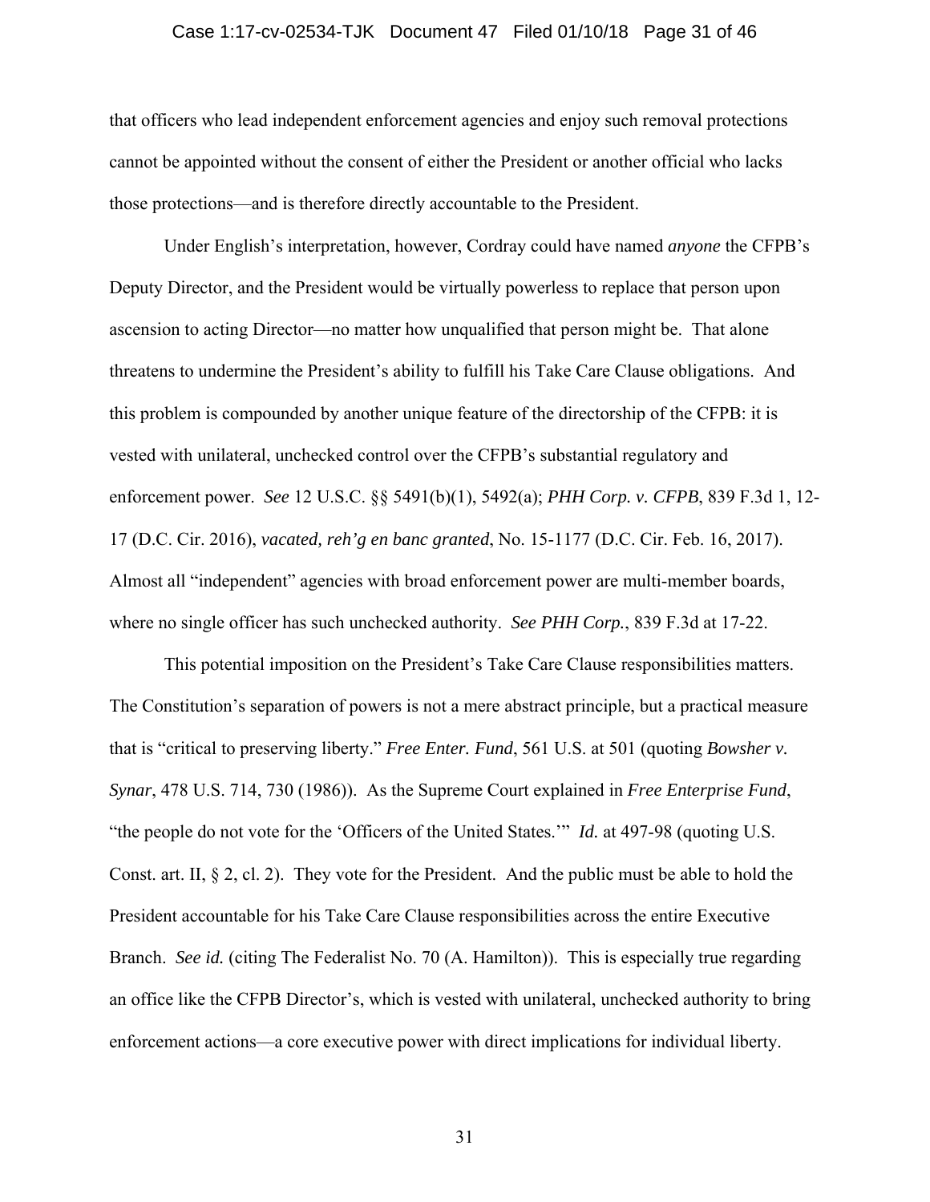that officers who lead independent enforcement agencies and enjoy such removal protections cannot be appointed without the consent of either the President or another official who lacks those protections—and is therefore directly accountable to the President.

Under English's interpretation, however, Cordray could have named *anyone* the CFPB's Deputy Director, and the President would be virtually powerless to replace that person upon ascension to acting Director—no matter how unqualified that person might be. That alone threatens to undermine the President's ability to fulfill his Take Care Clause obligations. And this problem is compounded by another unique feature of the directorship of the CFPB: it is vested with unilateral, unchecked control over the CFPB's substantial regulatory and enforcement power. *See* 12 U.S.C. §§ 5491(b)(1), 5492(a); *PHH Corp. v. CFPB*, 839 F.3d 1, 12-17 (D.C. Cir. 2016), *vacated, reh'g en banc granted*, No. 15-1177 (D.C. Cir. Feb. 16, 2017). Almost all "independent" agencies with broad enforcement power are multi-member boards, where no single officer has such unchecked authority. *See PHH Corp.*, 839 F.3d at 17-22.

This potential imposition on the President's Take Care Clause responsibilities matters. The Constitution's separation of powers is not a mere abstract principle, but a practical measure that is "critical to preserving liberty." *Free Enter. Fund*, 561 U.S. at 501 (quoting *Bowsher v. Synar*, 478 U.S. 714, 730 (1986)). As the Supreme Court explained in *Free Enterprise Fund*, "the people do not vote for the 'Officers of the United States.'" *Id.* at 497-98 (quoting U.S. Const. art. II, § 2, cl. 2). They vote for the President. And the public must be able to hold the President accountable for his Take Care Clause responsibilities across the entire Executive Branch. *See id.* (citing The Federalist No. 70 (A. Hamilton)). This is especially true regarding an office like the CFPB Director's, which is vested with unilateral, unchecked authority to bring enforcement actions—a core executive power with direct implications for individual liberty.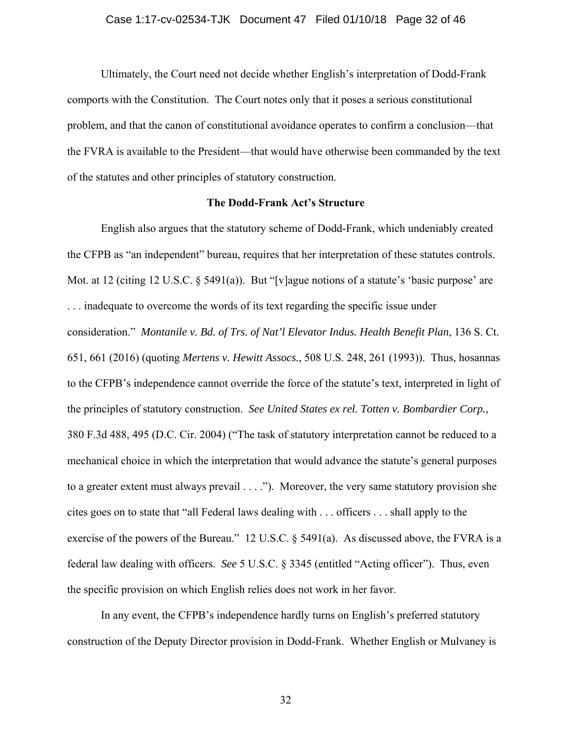Ultimately, the Court need not decide whether English's interpretation of Dodd-Frank comports with the Constitution. The Court notes only that it poses a serious constitutional problem, and that the canon of constitutional avoidance operates to confirm a conclusion—that the FVRA is available to the President—that would have otherwise been commanded by the text of the statutes and other principles of statutory construction.

**The Dodd-Frank Act's Structure**

English also argues that the statutory scheme of Dodd-Frank, which undeniably created the CFPB as "an independent" bureau, requires that her interpretation of these statutes controls. Mot. at 12 (citing 12 U.S.C. § 5491(a)). But "[v]ague notions of a statute's 'basic purpose' are . . . inadequate to overcome the words of its text regarding the specific issue under consideration." *Montanile v. Bd. of Trs. of Nat'l Elevator Indus. Health Benefit Plan*, 136 S. Ct. 651, 661 (2016) (quoting *Mertens v. Hewitt Assocs.*, 508 U.S. 248, 261 (1993)). Thus, hosannas to the CFPB's independence cannot override the force of the statute's text, interpreted in light of the principles of statutory construction. *See United States ex rel. Totten v. Bombardier Corp.*, 380 F.3d 488, 495 (D.C. Cir. 2004) ("The task of statutory interpretation cannot be reduced to a mechanical choice in which the interpretation that would advance the statute's general purposes to a greater extent must always prevail . . . ."). Moreover, the very same statutory provision she cites goes on to state that "all Federal laws dealing with . . . officers . . . shall apply to the exercise of the powers of the Bureau." 12 U.S.C. § 5491(a). As discussed above, the FVRA is a federal law dealing with officers. *See* 5 U.S.C. § 3345 (entitled "Acting officer"). Thus, even the specific provision on which English relies does not work in her favor.

In any event, the CFPB's independence hardly turns on English's preferred statutory construction of the Deputy Director provision in Dodd-Frank. Whether English or Mulvaney is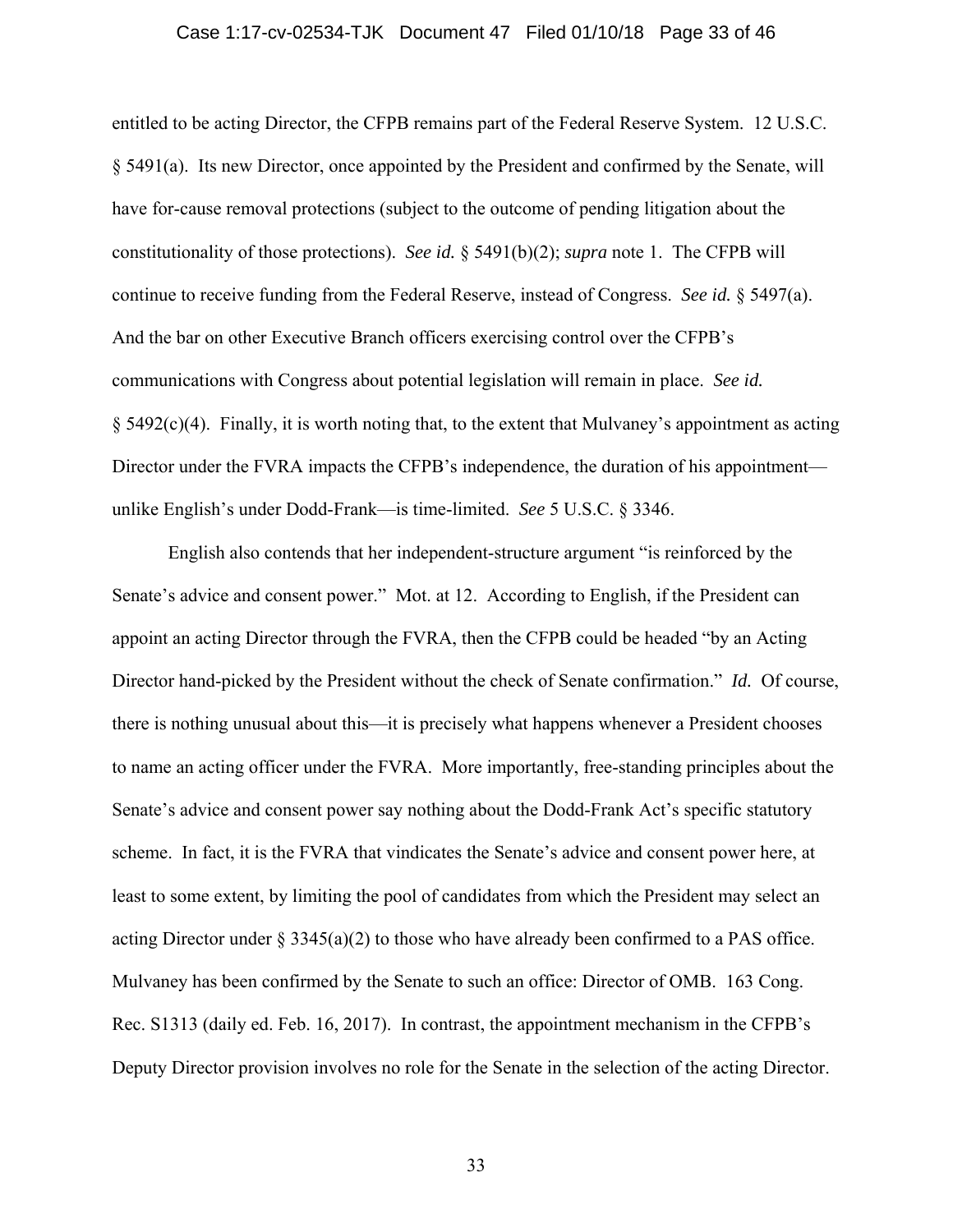entitled to be acting Director, the CFPB remains part of the Federal Reserve System. 12 U.S.C. § 5491(a). Its new Director, once appointed by the President and confirmed by the Senate, will have for-cause removal protections (subject to the outcome of pending litigation about the constitutionality of those protections). *See id.* § 5491(b)(2); *supra* note 1. The CFPB will continue to receive funding from the Federal Reserve, instead of Congress. *See id.* § 5497(a). And the bar on other Executive Branch officers exercising control over the CFPB's communications with Congress about potential legislation will remain in place. *See id.* § 5492(c)(4). Finally, it is worth noting that, to the extent that Mulvaney's appointment as acting Director under the FVRA impacts the CFPB's independence, the duration of his appointment—unlike English's under Dodd-Frank—is time-limited. *See* 5 U.S.C. § 3346.

English also contends that her independent-structure argument "is reinforced by the Senate's advice and consent power." Mot. at 12. According to English, if the President can appoint an acting Director through the FVRA, then the CFPB could be headed "by an Acting Director hand-picked by the President without the check of Senate confirmation." *Id.* Of course, there is nothing unusual about this—it is precisely what happens whenever a President chooses to name an acting officer under the FVRA. More importantly, free-standing principles about the Senate's advice and consent power say nothing about the Dodd-Frank Act's specific statutory scheme. In fact, it is the FVRA that vindicates the Senate's advice and consent power here, at least to some extent, by limiting the pool of candidates from which the President may select an acting Director under § 3345(a)(2) to those who have already been confirmed to a PAS office. Mulvaney has been confirmed by the Senate to such an office: Director of OMB. 163 Cong. Rec. S1313 (daily ed. Feb. 16, 2017). In contrast, the appointment mechanism in the CFPB's Deputy Director provision involves no role for the Senate in the selection of the acting Director.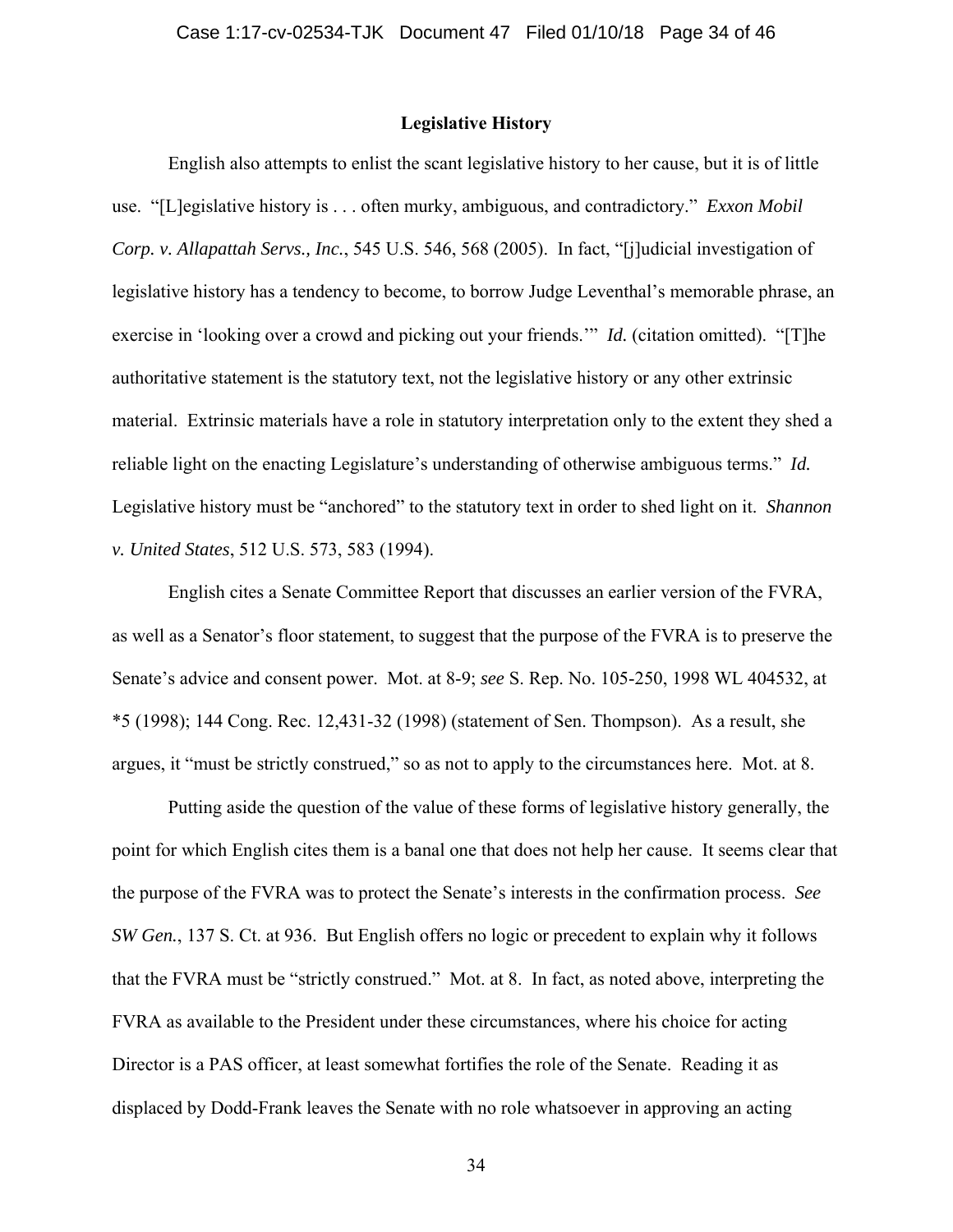## Legislative History

English also attempts to enlist the scant legislative history to her cause, but it is of little use. "[L]egislative history is . . . often murky, ambiguous, and contradictory." *Exxon Mobil Corp. v. Allapattah Servs., Inc.*, 545 U.S. 546, 568 (2005). In fact, "[j]udicial investigation of legislative history has a tendency to become, to borrow Judge Leventhal's memorable phrase, an exercise in 'looking over a crowd and picking out your friends.'" *Id.* (citation omitted). "[T]he authoritative statement is the statutory text, not the legislative history or any other extrinsic material. Extrinsic materials have a role in statutory interpretation only to the extent they shed a reliable light on the enacting Legislature's understanding of otherwise ambiguous terms." *Id.* Legislative history must be "anchored" to the statutory text in order to shed light on it. *Shannon v. United States*, 512 U.S. 573, 583 (1994).

English cites a Senate Committee Report that discusses an earlier version of the FVRA, as well as a Senator's floor statement, to suggest that the purpose of the FVRA is to preserve the Senate's advice and consent power. Mot. at 8-9; *see* S. Rep. No. 105-250, 1998 WL 404532, at *5 (1998); 144 Cong. Rec. 12,431-32 (1998) (statement of Sen. Thompson). As a result, she argues, it "must be strictly construed," so as not to apply to the circumstances here. Mot. at 8.

Putting aside the question of the value of these forms of legislative history generally, the point for which English cites them is a banal one that does not help her cause. It seems clear that the purpose of the FVRA was to protect the Senate's interests in the confirmation process. *See SW Gen.*, 137 S. Ct. at 936. But English offers no logic or precedent to explain why it follows that the FVRA must be "strictly construed." Mot. at 8. In fact, as noted above, interpreting the FVRA as available to the President under these circumstances, where his choice for acting Director is a PAS officer, at least somewhat fortifies the role of the Senate. Reading it as displaced by Dodd-Frank leaves the Senate with no role whatsoever in approving an acting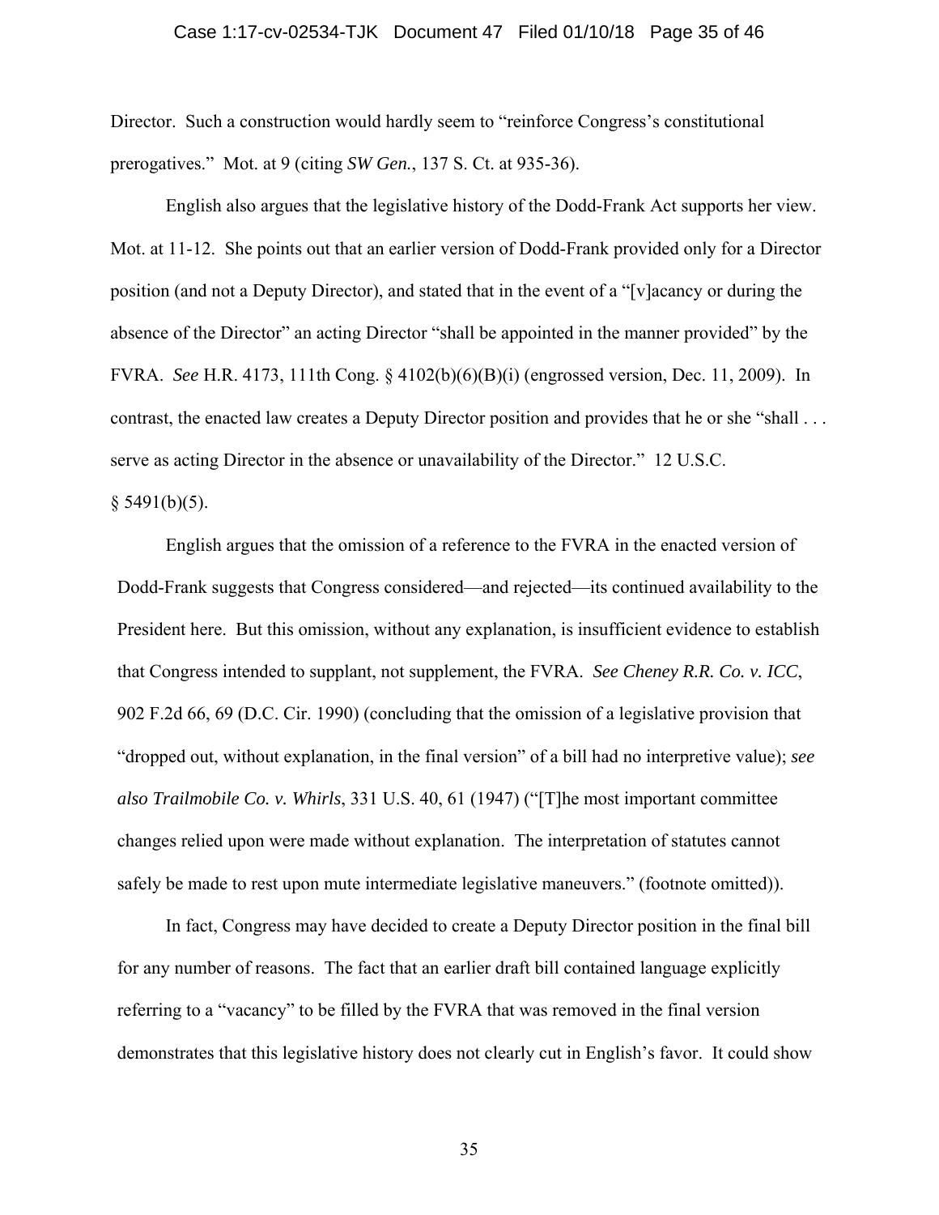Director. Such a construction would hardly seem to "reinforce Congress's constitutional prerogatives." Mot. at 9 (citing *SW Gen.*, 137 S. Ct. at 935-36).

English also argues that the legislative history of the Dodd-Frank Act supports her view. Mot. at 11-12. She points out that an earlier version of Dodd-Frank provided only for a Director position (and not a Deputy Director), and stated that in the event of a "[v]acancy or during the absence of the Director" an acting Director "shall be appointed in the manner provided" by the FVRA. *See* H.R. 4173, 111th Cong. § 4102(b)(6)(B)(i) (engrossed version, Dec. 11, 2009). In contrast, the enacted law creates a Deputy Director position and provides that he or she "shall . . . serve as acting Director in the absence or unavailability of the Director." 12 U.S.C. § 5491(b)(5).

English argues that the omission of a reference to the FVRA in the enacted version of Dodd-Frank suggests that Congress considered—and rejected—its continued availability to the President here. But this omission, without any explanation, is insufficient evidence to establish that Congress intended to supplant, not supplement, the FVRA. *See Cheney R.R. Co. v. ICC*, 902 F.2d 66, 69 (D.C. Cir. 1990) (concluding that the omission of a legislative provision that "dropped out, without explanation, in the final version" of a bill had no interpretive value); *see also Trailmobile Co. v. Whirls*, 331 U.S. 40, 61 (1947) ("[T]he most important committee changes relied upon were made without explanation. The interpretation of statutes cannot safely be made to rest upon mute intermediate legislative maneuvers." (footnote omitted)).

In fact, Congress may have decided to create a Deputy Director position in the final bill for any number of reasons. The fact that an earlier draft bill contained language explicitly referring to a "vacancy" to be filled by the FVRA that was removed in the final version demonstrates that this legislative history does not clearly cut in English's favor. It could show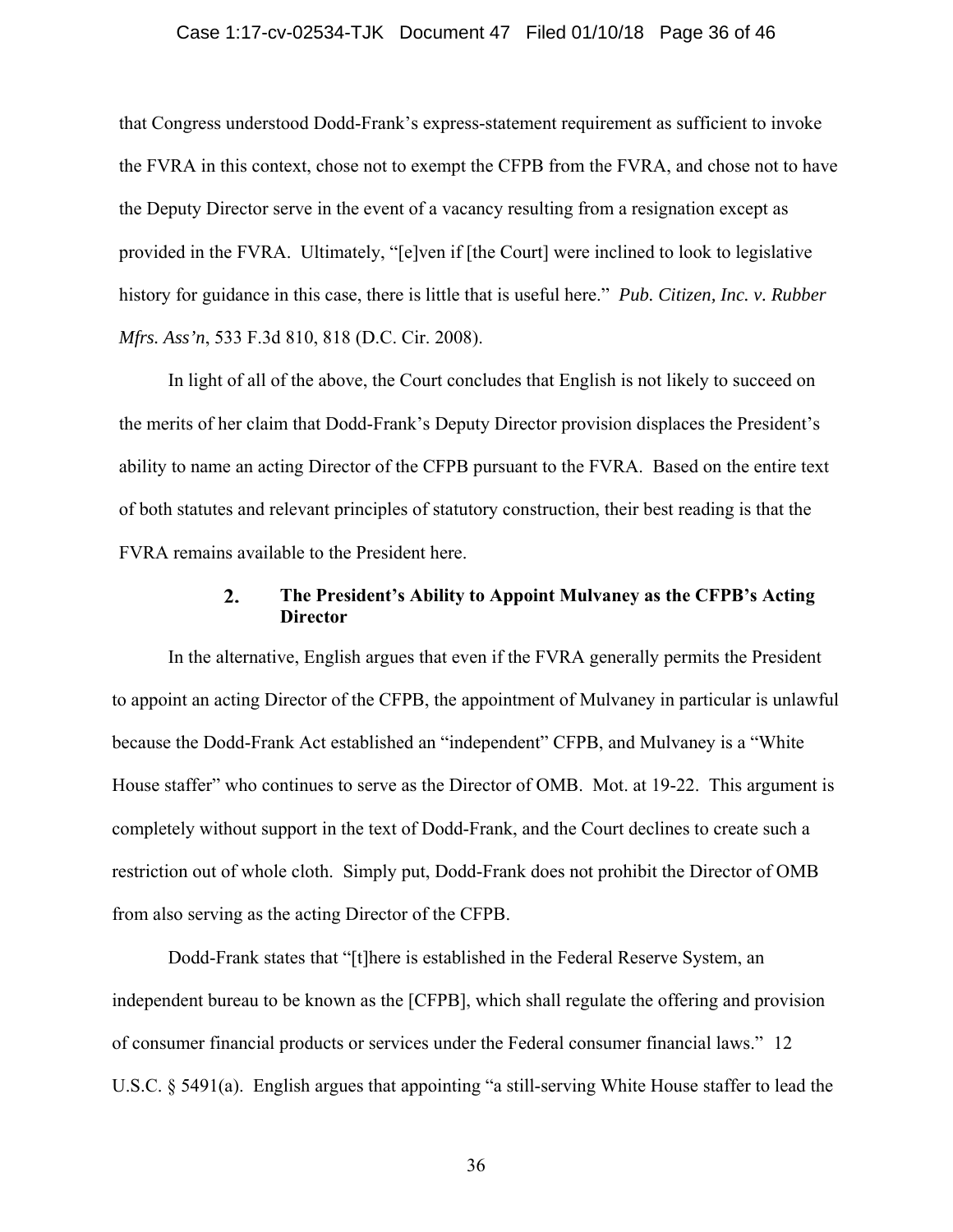that Congress understood Dodd-Frank's express-statement requirement as sufficient to invoke the FVRA in this context, chose not to exempt the CFPB from the FVRA, and chose not to have the Deputy Director serve in the event of a vacancy resulting from a resignation except as provided in the FVRA. Ultimately, "[e]ven if [the Court] were inclined to look to legislative history for guidance in this case, there is little that is useful here." *Pub. Citizen, Inc. v. Rubber Mfrs. Ass'n*, 533 F.3d 810, 818 (D.C. Cir. 2008).

In light of all of the above, the Court concludes that English is not likely to succeed on the merits of her claim that Dodd-Frank's Deputy Director provision displaces the President's ability to name an acting Director of the CFPB pursuant to the FVRA. Based on the entire text of both statutes and relevant principles of statutory construction, their best reading is that the FVRA remains available to the President here.

### 2. The President's Ability to Appoint Mulvaney as the CFPB's Acting Director

In the alternative, English argues that even if the FVRA generally permits the President to appoint an acting Director of the CFPB, the appointment of Mulvaney in particular is unlawful because the Dodd-Frank Act established an "independent" CFPB, and Mulvaney is a "White House staffer" who continues to serve as the Director of OMB. Mot. at 19-22. This argument is completely without support in the text of Dodd-Frank, and the Court declines to create such a restriction out of whole cloth. Simply put, Dodd-Frank does not prohibit the Director of OMB from also serving as the acting Director of the CFPB.

Dodd-Frank states that "[t]here is established in the Federal Reserve System, an independent bureau to be known as the [CFPB], which shall regulate the offering and provision of consumer financial products or services under the Federal consumer financial laws." 12 U.S.C. § 5491(a). English argues that appointing "a still-serving White House staffer to lead the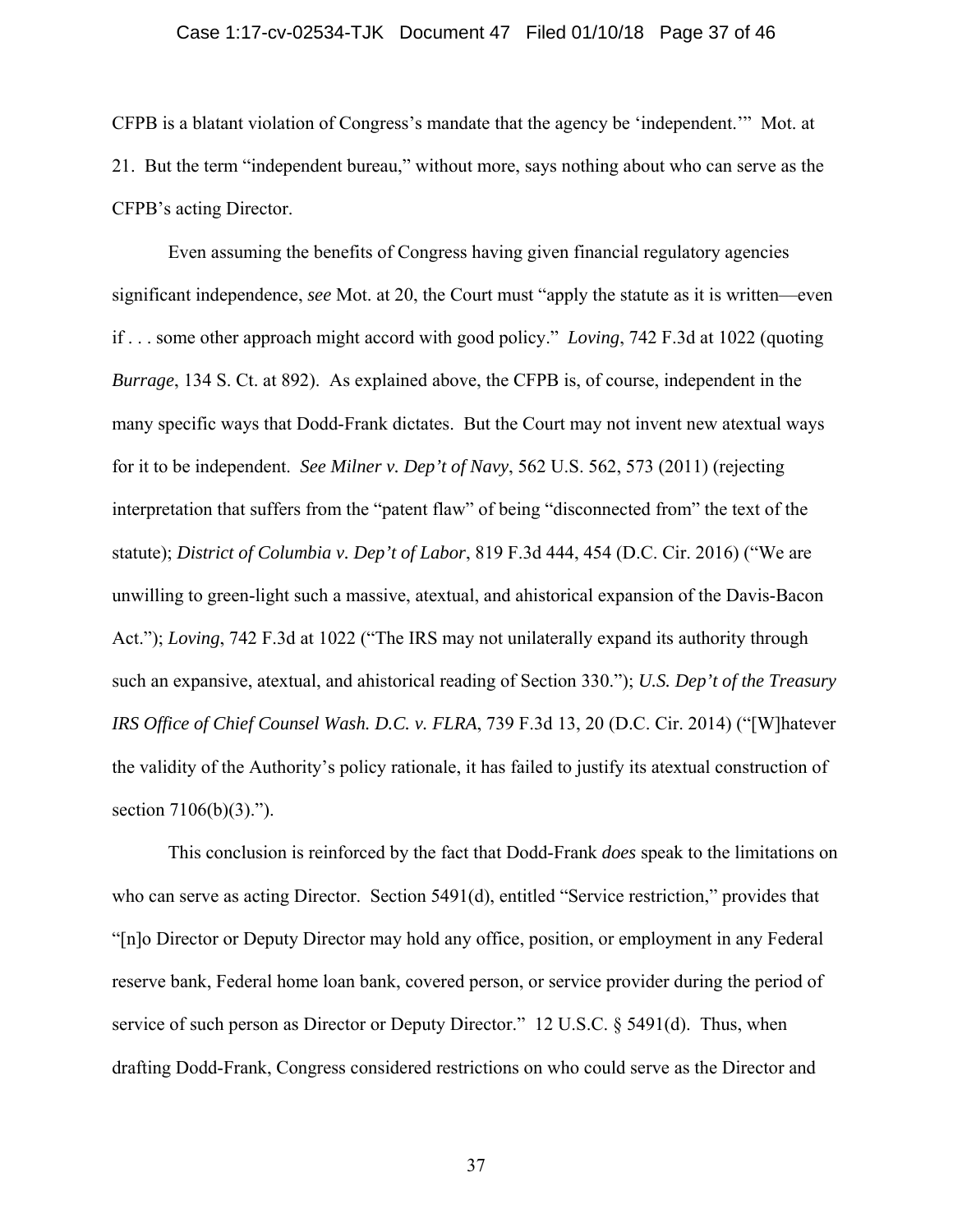CFPB is a blatant violation of Congress's mandate that the agency be 'independent.'" Mot. at 21. But the term "independent bureau," without more, says nothing about who can serve as the CFPB's acting Director.

Even assuming the benefits of Congress having given financial regulatory agencies significant independence, *see* Mot. at 20, the Court must "apply the statute as it is written—even if . . . some other approach might accord with good policy." *Loving*, 742 F.3d at 1022 (quoting *Burrage*, 134 S. Ct. at 892). As explained above, the CFPB is, of course, independent in the many specific ways that Dodd-Frank dictates. But the Court may not invent new atextual ways for it to be independent. *See Milner v. Dep't of Navy*, 562 U.S. 562, 573 (2011) (rejecting interpretation that suffers from the "patent flaw" of being "disconnected from" the text of the statute); *District of Columbia v. Dep't of Labor*, 819 F.3d 444, 454 (D.C. Cir. 2016) ("We are unwilling to green-light such a massive, atextual, and ahistorical expansion of the Davis-Bacon Act."); *Loving*, 742 F.3d at 1022 ("The IRS may not unilaterally expand its authority through such an expansive, atextual, and ahistorical reading of Section 330."); *U.S. Dep't of the Treasury IRS Office of Chief Counsel Wash. D.C. v. FLRA*, 739 F.3d 13, 20 (D.C. Cir. 2014) ("[W]hatever the validity of the Authority's policy rationale, it has failed to justify its atextual construction of section 7106(b)(3).").

This conclusion is reinforced by the fact that Dodd-Frank *does* speak to the limitations on who can serve as acting Director. Section 5491(d), entitled "Service restriction," provides that "[n]o Director or Deputy Director may hold any office, position, or employment in any Federal reserve bank, Federal home loan bank, covered person, or service provider during the period of service of such person as Director or Deputy Director." 12 U.S.C. § 5491(d). Thus, when drafting Dodd-Frank, Congress considered restrictions on who could serve as the Director and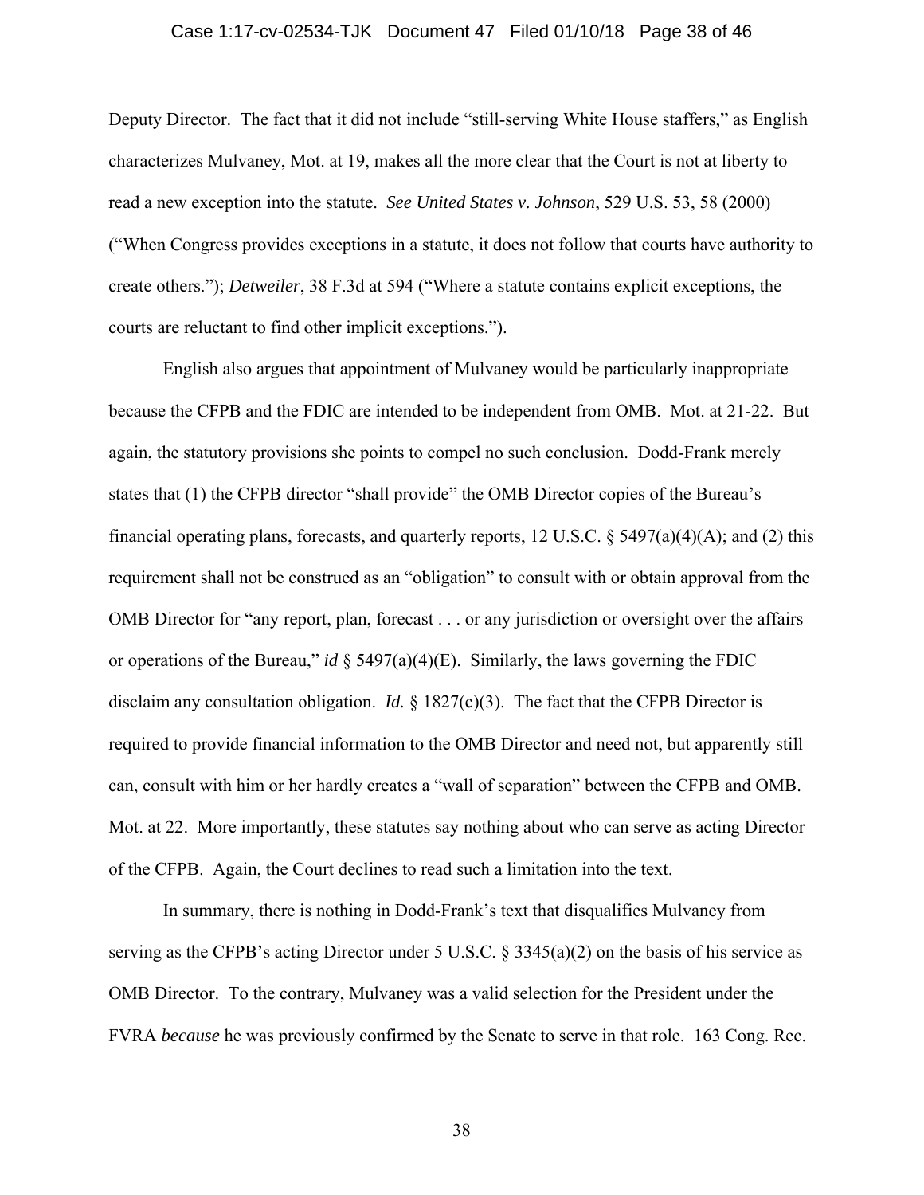Deputy Director. The fact that it did not include "still-serving White House staffers," as English characterizes Mulvaney, Mot. at 19, makes all the more clear that the Court is not at liberty to read a new exception into the statute. *See United States v. Johnson*, 529 U.S. 53, 58 (2000) ("When Congress provides exceptions in a statute, it does not follow that courts have authority to create others."); *Detweiler*, 38 F.3d at 594 ("Where a statute contains explicit exceptions, the courts are reluctant to find other implicit exceptions.").

English also argues that appointment of Mulvaney would be particularly inappropriate because the CFPB and the FDIC are intended to be independent from OMB. Mot. at 21-22. But again, the statutory provisions she points to compel no such conclusion. Dodd-Frank merely states that (1) the CFPB director "shall provide" the OMB Director copies of the Bureau's financial operating plans, forecasts, and quarterly reports, 12 U.S.C. § 5497(a)(4)(A); and (2) this requirement shall not be construed as an "obligation" to consult with or obtain approval from the OMB Director for "any report, plan, forecast . . . or any jurisdiction or oversight over the affairs or operations of the Bureau," *id* § 5497(a)(4)(E). Similarly, the laws governing the FDIC disclaim any consultation obligation. *Id.* § 1827(c)(3). The fact that the CFPB Director is required to provide financial information to the OMB Director and need not, but apparently still can, consult with him or her hardly creates a "wall of separation" between the CFPB and OMB. Mot. at 22. More importantly, these statutes say nothing about who can serve as acting Director of the CFPB. Again, the Court declines to read such a limitation into the text.

In summary, there is nothing in Dodd-Frank's text that disqualifies Mulvaney from serving as the CFPB's acting Director under 5 U.S.C. § 3345(a)(2) on the basis of his service as OMB Director. To the contrary, Mulvaney was a valid selection for the President under the FVRA *because* he was previously confirmed by the Senate to serve in that role. 163 Cong. Rec.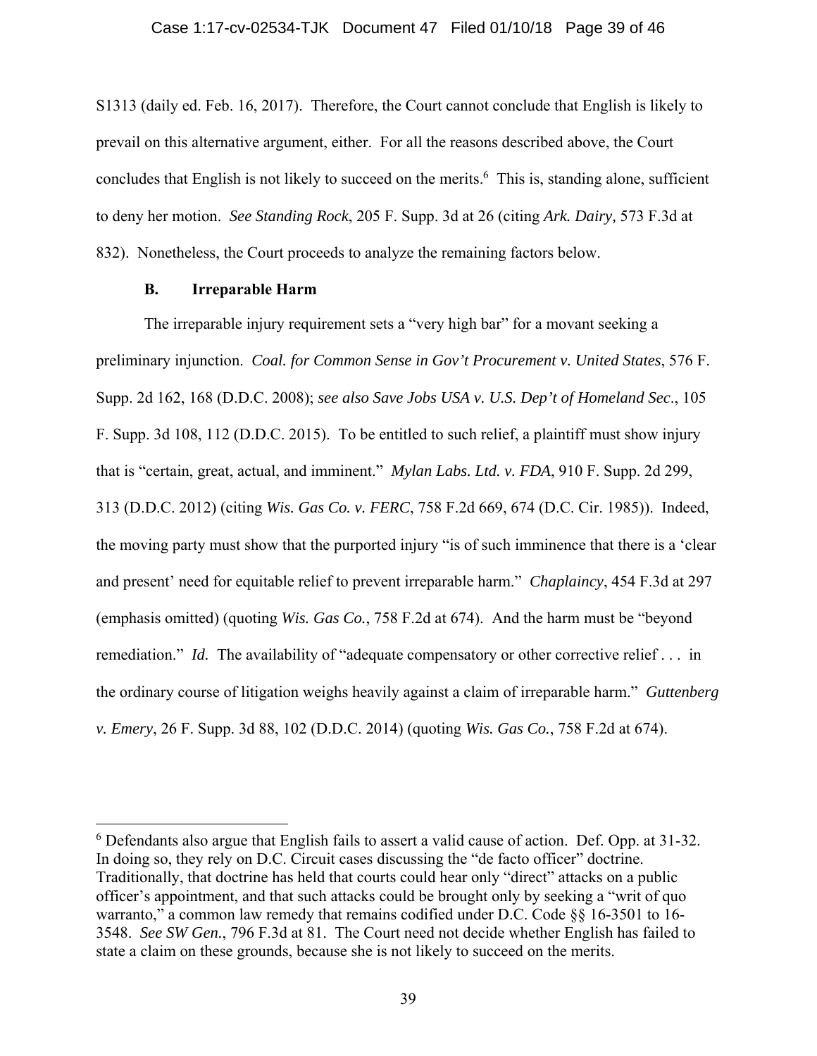S1313 (daily ed. Feb. 16, 2017). Therefore, the Court cannot conclude that English is likely to prevail on this alternative argument, either. For all the reasons described above, the Court concludes that English is not likely to succeed on the merits.[6] This is, standing alone, sufficient to deny her motion. *See Standing Rock*, 205 F. Supp. 3d at 26 (citing *Ark. Dairy,* 573 F.3d at 832). Nonetheless, the Court proceeds to analyze the remaining factors below.

### B. Irreparable Harm

The irreparable injury requirement sets a "very high bar" for a movant seeking a preliminary injunction. *Coal. for Common Sense in Gov't Procurement v. United States*, 576 F. Supp. 2d 162, 168 (D.D.C. 2008); *see also Save Jobs USA v. U.S. Dep't of Homeland Sec*., 105 F. Supp. 3d 108, 112 (D.D.C. 2015). To be entitled to such relief, a plaintiff must show injury that is "certain, great, actual, and imminent." *Mylan Labs. Ltd. v. FDA*, 910 F. Supp. 2d 299, 313 (D.D.C. 2012) (citing *Wis. Gas Co. v. FERC*, 758 F.2d 669, 674 (D.C. Cir. 1985)). Indeed, the moving party must show that the purported injury "is of such imminence that there is a 'clear and present' need for equitable relief to prevent irreparable harm." *Chaplaincy*, 454 F.3d at 297 (emphasis omitted) (quoting *Wis. Gas Co.*, 758 F.2d at 674). And the harm must be "beyond remediation." *Id.* The availability of "adequate compensatory or other corrective relief . . . in the ordinary course of litigation weighs heavily against a claim of irreparable harm." *Guttenberg v. Emery*, 26 F. Supp. 3d 88, 102 (D.D.C. 2014) (quoting *Wis. Gas Co.*, 758 F.2d at 674).

---

[6] Defendants also argue that English fails to assert a valid cause of action. Def. Opp. at 31-32. In doing so, they rely on D.C. Circuit cases discussing the "de facto officer" doctrine. Traditionally, that doctrine has held that courts could hear only "direct" attacks on a public officer's appointment, and that such attacks could be brought only by seeking a "writ of quo warranto," a common law remedy that remains codified under D.C. Code §§ 16-3501 to 16-3548. *See SW Gen.*, 796 F.3d at 81. The Court need not decide whether English has failed to state a claim on these grounds, because she is not likely to succeed on the merits.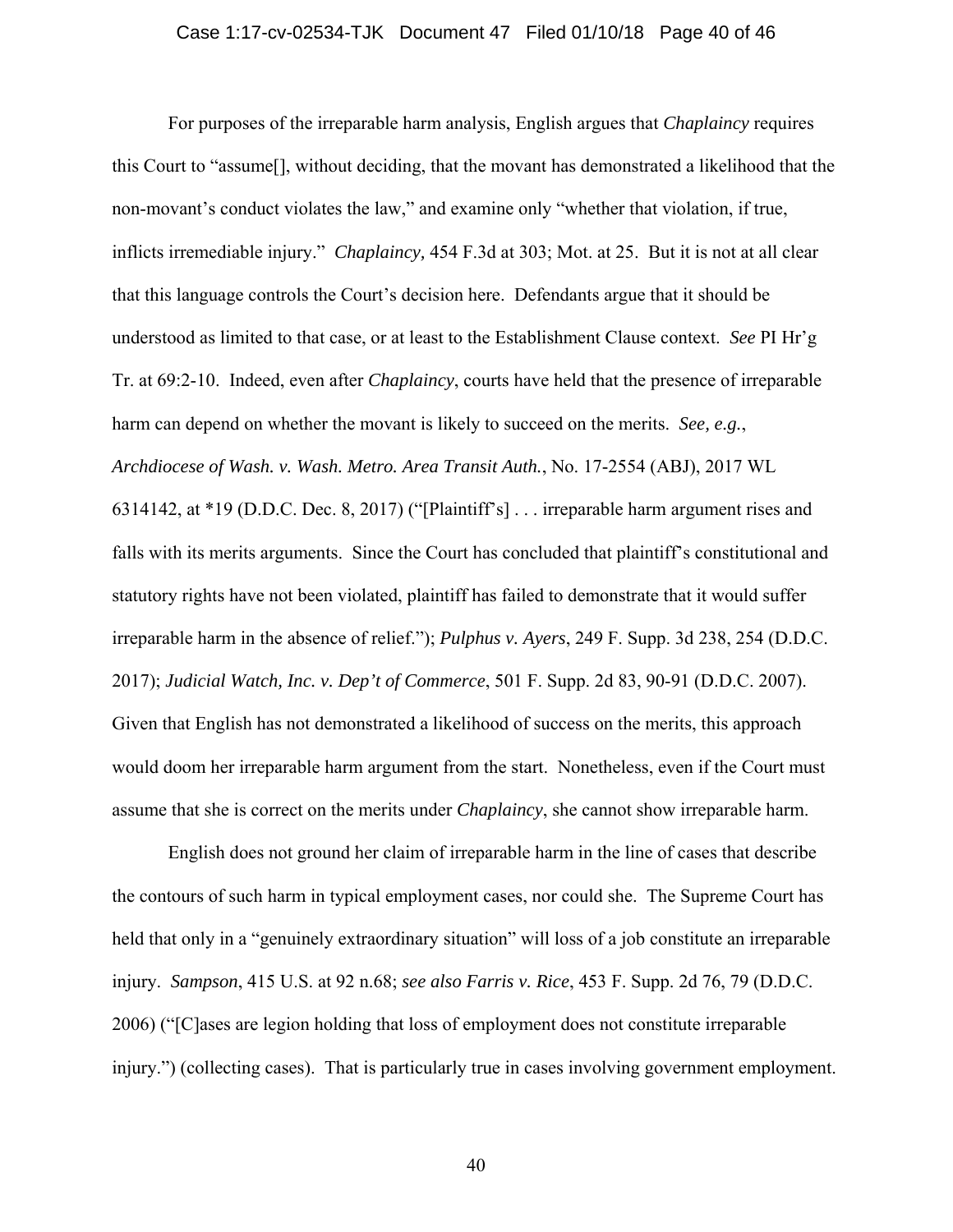For purposes of the irreparable harm analysis, English argues that *Chaplaincy* requires this Court to "assume[], without deciding, that the movant has demonstrated a likelihood that the non-movant's conduct violates the law," and examine only "whether that violation, if true, inflicts irremediable injury." *Chaplaincy,* 454 F.3d at 303; Mot. at 25. But it is not at all clear that this language controls the Court's decision here. Defendants argue that it should be understood as limited to that case, or at least to the Establishment Clause context. *See* PI Hr'g Tr. at 69:2-10. Indeed, even after *Chaplaincy*, courts have held that the presence of irreparable harm can depend on whether the movant is likely to succeed on the merits. *See, e.g.*, *Archdiocese of Wash. v. Wash. Metro. Area Transit Auth.*, No. 17-2554 (ABJ), 2017 WL 6314142, at *19 (D.D.C. Dec. 8, 2017) ("[Plaintiff's] . . . irreparable harm argument rises and falls with its merits arguments. Since the Court has concluded that plaintiff's constitutional and statutory rights have not been violated, plaintiff has failed to demonstrate that it would suffer irreparable harm in the absence of relief."); *Pulphus v. Ayers*, 249 F. Supp. 3d 238, 254 (D.D.C. 2017); *Judicial Watch, Inc. v. Dep't of Commerce*, 501 F. Supp. 2d 83, 90-91 (D.D.C. 2007). Given that English has not demonstrated a likelihood of success on the merits, this approach would doom her irreparable harm argument from the start. Nonetheless, even if the Court must assume that she is correct on the merits under *Chaplaincy*, she cannot show irreparable harm.

English does not ground her claim of irreparable harm in the line of cases that describe the contours of such harm in typical employment cases, nor could she. The Supreme Court has held that only in a "genuinely extraordinary situation" will loss of a job constitute an irreparable injury. *Sampson*, 415 U.S. at 92 n.68; *see also Farris v. Rice*, 453 F. Supp. 2d 76, 79 (D.D.C. 2006) ("[C]ases are legion holding that loss of employment does not constitute irreparable injury.") (collecting cases). That is particularly true in cases involving government employment.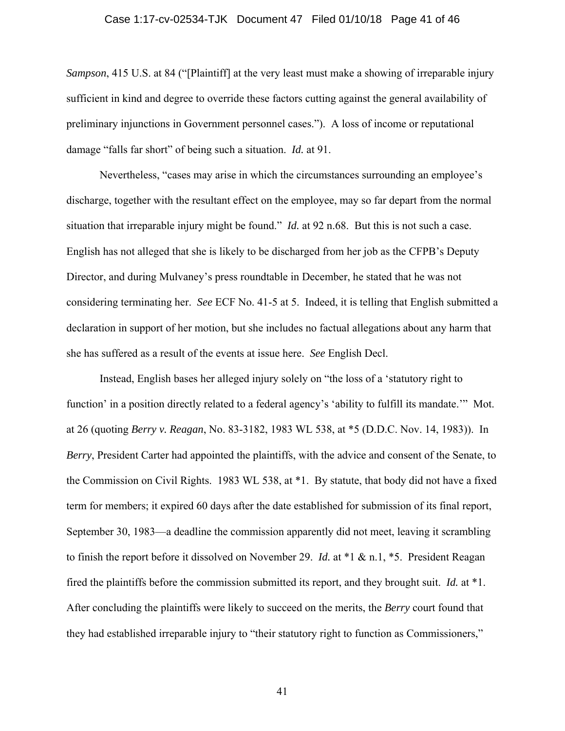*Sampson*, 415 U.S. at 84 ("[Plaintiff] at the very least must make a showing of irreparable injury sufficient in kind and degree to override these factors cutting against the general availability of preliminary injunctions in Government personnel cases."). A loss of income or reputational damage "falls far short" of being such a situation. *Id.* at 91.

Nevertheless, "cases may arise in which the circumstances surrounding an employee's discharge, together with the resultant effect on the employee, may so far depart from the normal situation that irreparable injury might be found." *Id.* at 92 n.68. But this is not such a case. English has not alleged that she is likely to be discharged from her job as the CFPB's Deputy Director, and during Mulvaney's press roundtable in December, he stated that he was not considering terminating her. *See* ECF No. 41-5 at 5. Indeed, it is telling that English submitted a declaration in support of her motion, but she includes no factual allegations about any harm that she has suffered as a result of the events at issue here. *See* English Decl.

Instead, English bases her alleged injury solely on "the loss of a 'statutory right to function' in a position directly related to a federal agency's 'ability to fulfill its mandate.'" Mot. at 26 (quoting *Berry v. Reagan*, No. 83-3182, 1983 WL 538, at *5 (D.D.C. Nov. 14, 1983)). In *Berry*, President Carter had appointed the plaintiffs, with the advice and consent of the Senate, to the Commission on Civil Rights. 1983 WL 538, at *1. By statute, that body did not have a fixed term for members; it expired 60 days after the date established for submission of its final report, September 30, 1983—a deadline the commission apparently did not meet, leaving it scrambling to finish the report before it dissolved on November 29. *Id.* at *1 & n.1, *5. President Reagan fired the plaintiffs before the commission submitted its report, and they brought suit. *Id.* at *1. After concluding the plaintiffs were likely to succeed on the merits, the *Berry* court found that they had established irreparable injury to "their statutory right to function as Commissioners,"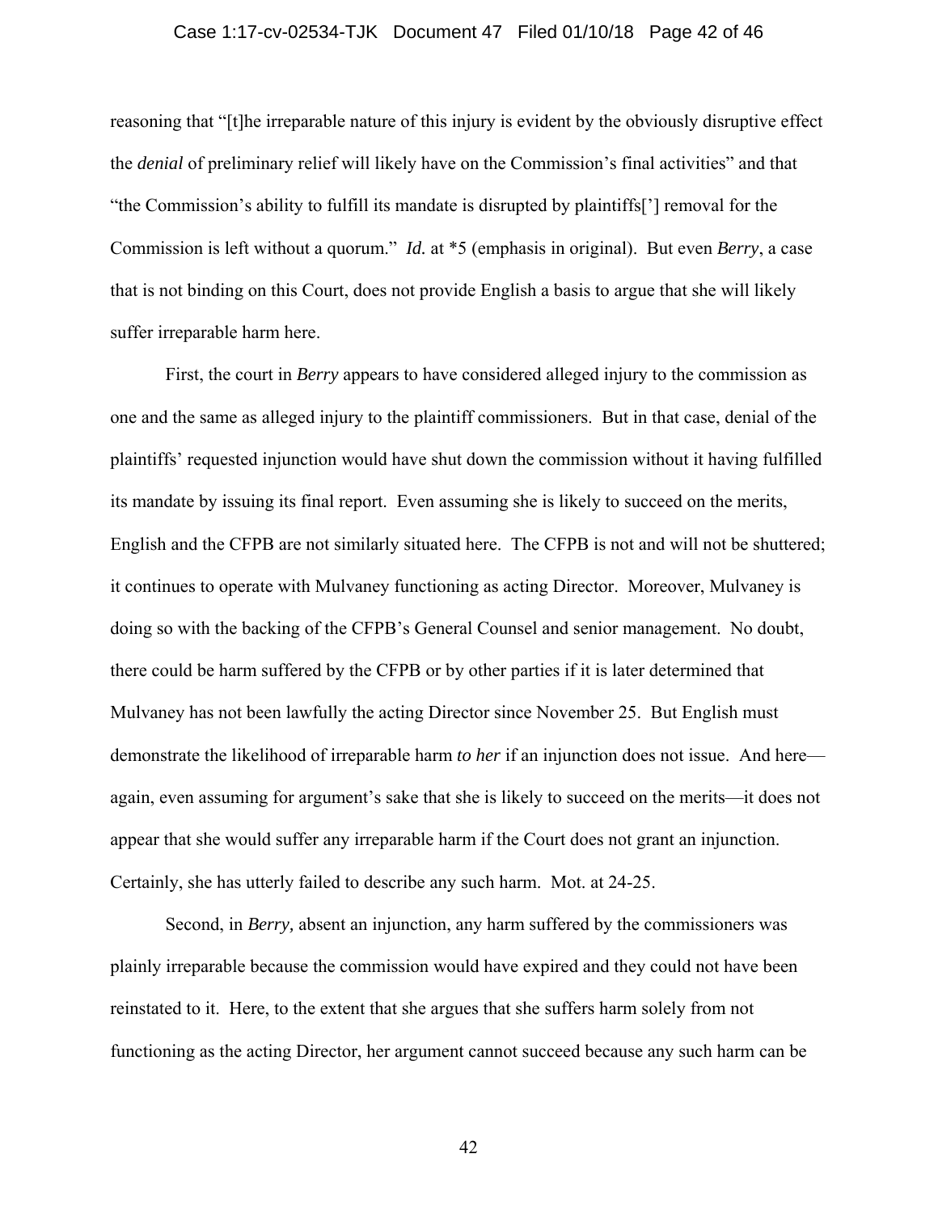reasoning that "[t]he irreparable nature of this injury is evident by the obviously disruptive effect the *denial* of preliminary relief will likely have on the Commission's final activities" and that "the Commission's ability to fulfill its mandate is disrupted by plaintiffs['] removal for the Commission is left without a quorum." *Id.* at *5 (emphasis in original). But even *Berry*, a case that is not binding on this Court, does not provide English a basis to argue that she will likely suffer irreparable harm here.

First, the court in *Berry* appears to have considered alleged injury to the commission as one and the same as alleged injury to the plaintiff commissioners. But in that case, denial of the plaintiffs' requested injunction would have shut down the commission without it having fulfilled its mandate by issuing its final report. Even assuming she is likely to succeed on the merits, English and the CFPB are not similarly situated here. The CFPB is not and will not be shuttered; it continues to operate with Mulvaney functioning as acting Director. Moreover, Mulvaney is doing so with the backing of the CFPB's General Counsel and senior management. No doubt, there could be harm suffered by the CFPB or by other parties if it is later determined that Mulvaney has not been lawfully the acting Director since November 25. But English must demonstrate the likelihood of irreparable harm *to her* if an injunction does not issue. And here—again, even assuming for argument's sake that she is likely to succeed on the merits—it does not appear that she would suffer any irreparable harm if the Court does not grant an injunction. Certainly, she has utterly failed to describe any such harm. Mot. at 24-25.

Second, in *Berry,* absent an injunction, any harm suffered by the commissioners was plainly irreparable because the commission would have expired and they could not have been reinstated to it. Here, to the extent that she argues that she suffers harm solely from not functioning as the acting Director, her argument cannot succeed because any such harm can be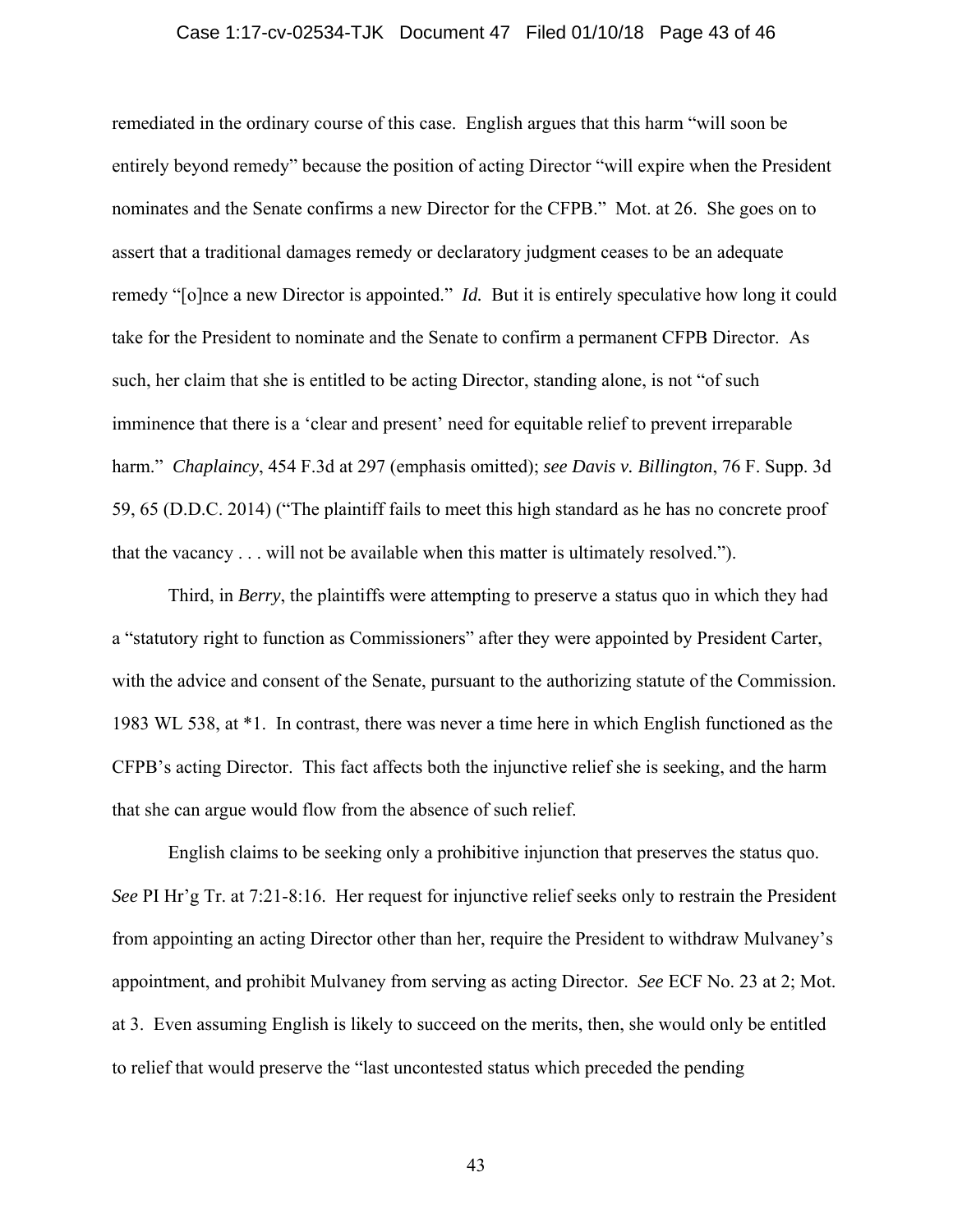remediated in the ordinary course of this case. English argues that this harm "will soon be entirely beyond remedy" because the position of acting Director "will expire when the President nominates and the Senate confirms a new Director for the CFPB." Mot. at 26. She goes on to assert that a traditional damages remedy or declaratory judgment ceases to be an adequate remedy "[o]nce a new Director is appointed." *Id.* But it is entirely speculative how long it could take for the President to nominate and the Senate to confirm a permanent CFPB Director. As such, her claim that she is entitled to be acting Director, standing alone, is not "of such imminence that there is a 'clear and present' need for equitable relief to prevent irreparable harm." *Chaplaincy*, 454 F.3d at 297 (emphasis omitted); *see Davis v. Billington*, 76 F. Supp. 3d 59, 65 (D.D.C. 2014) ("The plaintiff fails to meet this high standard as he has no concrete proof that the vacancy . . . will not be available when this matter is ultimately resolved.").

Third, in *Berry*, the plaintiffs were attempting to preserve a status quo in which they had a "statutory right to function as Commissioners" after they were appointed by President Carter, with the advice and consent of the Senate, pursuant to the authorizing statute of the Commission. 1983 WL 538, at *1. In contrast, there was never a time here in which English functioned as the CFPB's acting Director. This fact affects both the injunctive relief she is seeking, and the harm that she can argue would flow from the absence of such relief.

English claims to be seeking only a prohibitive injunction that preserves the status quo. *See* PI Hr'g Tr. at 7:21-8:16. Her request for injunctive relief seeks only to restrain the President from appointing an acting Director other than her, require the President to withdraw Mulvaney's appointment, and prohibit Mulvaney from serving as acting Director. *See* ECF No. 23 at 2; Mot. at 3. Even assuming English is likely to succeed on the merits, then, she would only be entitled to relief that would preserve the "last uncontested status which preceded the pending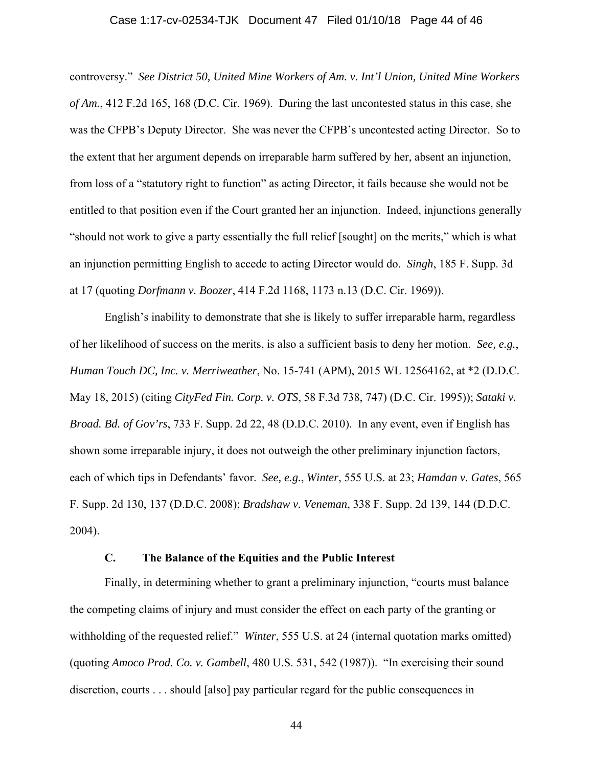controversy." *See District 50, United Mine Workers of Am. v. Int'l Union, United Mine Workers of Am.*, 412 F.2d 165, 168 (D.C. Cir. 1969). During the last uncontested status in this case, she was the CFPB's Deputy Director. She was never the CFPB's uncontested acting Director. So to the extent that her argument depends on irreparable harm suffered by her, absent an injunction, from loss of a "statutory right to function" as acting Director, it fails because she would not be entitled to that position even if the Court granted her an injunction. Indeed, injunctions generally "should not work to give a party essentially the full relief [sought] on the merits," which is what an injunction permitting English to accede to acting Director would do. *Singh*, 185 F. Supp. 3d at 17 (quoting *Dorfmann v. Boozer*, 414 F.2d 1168, 1173 n.13 (D.C. Cir. 1969)).

English's inability to demonstrate that she is likely to suffer irreparable harm, regardless of her likelihood of success on the merits, is also a sufficient basis to deny her motion. *See, e.g.*, *Human Touch DC, Inc. v. Merriweather*, No. 15-741 (APM), 2015 WL 12564162, at *2 (D.D.C. May 18, 2015) (citing *CityFed Fin. Corp. v. OTS*, 58 F.3d 738, 747) (D.C. Cir. 1995)); *Sataki v. Broad. Bd. of Gov'rs*, 733 F. Supp. 2d 22, 48 (D.D.C. 2010). In any event, even if English has shown some irreparable injury, it does not outweigh the other preliminary injunction factors, each of which tips in Defendants' favor. *See, e.g.*, *Winter*, 555 U.S. at 23; *Hamdan v. Gates*, 565 F. Supp. 2d 130, 137 (D.D.C. 2008); *Bradshaw v. Veneman*, 338 F. Supp. 2d 139, 144 (D.D.C. 2004).

### C. The Balance of the Equities and the Public Interest

Finally, in determining whether to grant a preliminary injunction, "courts must balance the competing claims of injury and must consider the effect on each party of the granting or withholding of the requested relief." *Winter*, 555 U.S. at 24 (internal quotation marks omitted) (quoting *Amoco Prod. Co. v. Gambell*, 480 U.S. 531, 542 (1987)). "In exercising their sound discretion, courts . . . should [also] pay particular regard for the public consequences in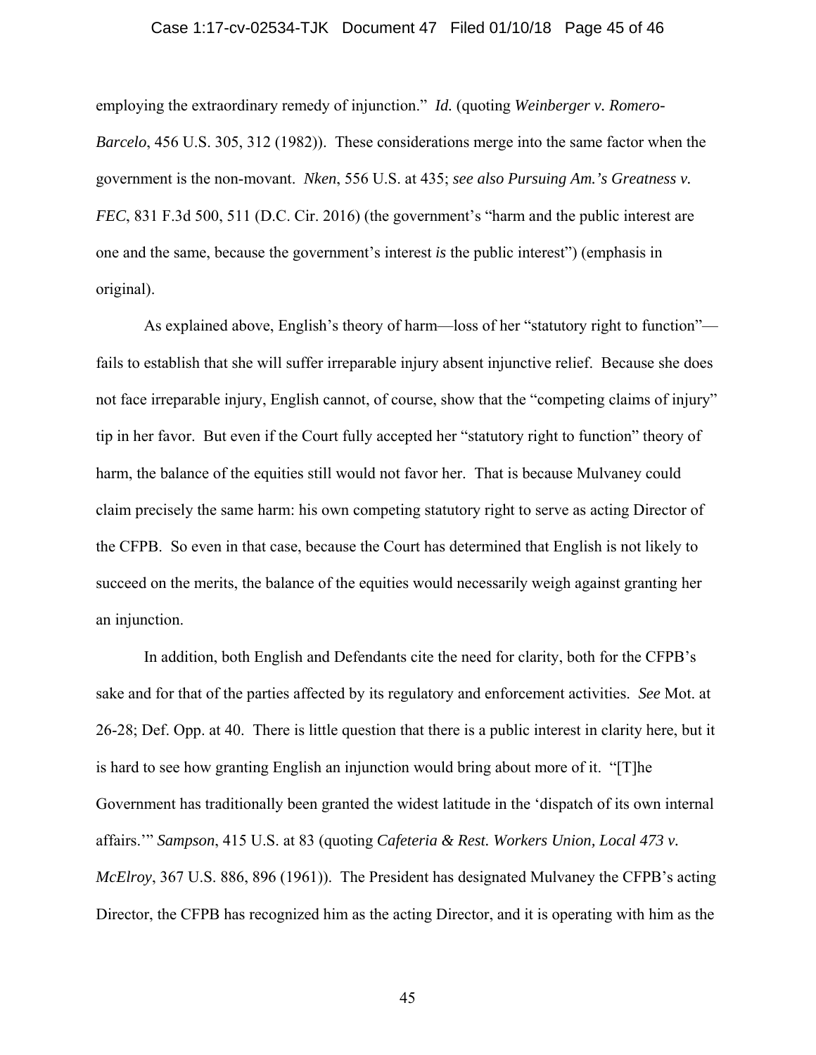employing the extraordinary remedy of injunction." *Id.* (quoting *Weinberger v. Romero-Barcelo*, 456 U.S. 305, 312 (1982)). These considerations merge into the same factor when the government is the non-movant. *Nken*, 556 U.S. at 435; *see also Pursuing Am.'s Greatness v. FEC*, 831 F.3d 500, 511 (D.C. Cir. 2016) (the government's "harm and the public interest are one and the same, because the government's interest *is* the public interest") (emphasis in original).

As explained above, English's theory of harm—loss of her "statutory right to function"—fails to establish that she will suffer irreparable injury absent injunctive relief. Because she does not face irreparable injury, English cannot, of course, show that the "competing claims of injury" tip in her favor. But even if the Court fully accepted her "statutory right to function" theory of harm, the balance of the equities still would not favor her. That is because Mulvaney could claim precisely the same harm: his own competing statutory right to serve as acting Director of the CFPB. So even in that case, because the Court has determined that English is not likely to succeed on the merits, the balance of the equities would necessarily weigh against granting her an injunction.

In addition, both English and Defendants cite the need for clarity, both for the CFPB's sake and for that of the parties affected by its regulatory and enforcement activities. *See* Mot. at 26-28; Def. Opp. at 40. There is little question that there is a public interest in clarity here, but it is hard to see how granting English an injunction would bring about more of it. "[T]he Government has traditionally been granted the widest latitude in the 'dispatch of its own internal affairs.'" *Sampson*, 415 U.S. at 83 (quoting *Cafeteria & Rest. Workers Union, Local 473 v. McElroy*, 367 U.S. 886, 896 (1961)). The President has designated Mulvaney the CFPB's acting Director, the CFPB has recognized him as the acting Director, and it is operating with him as the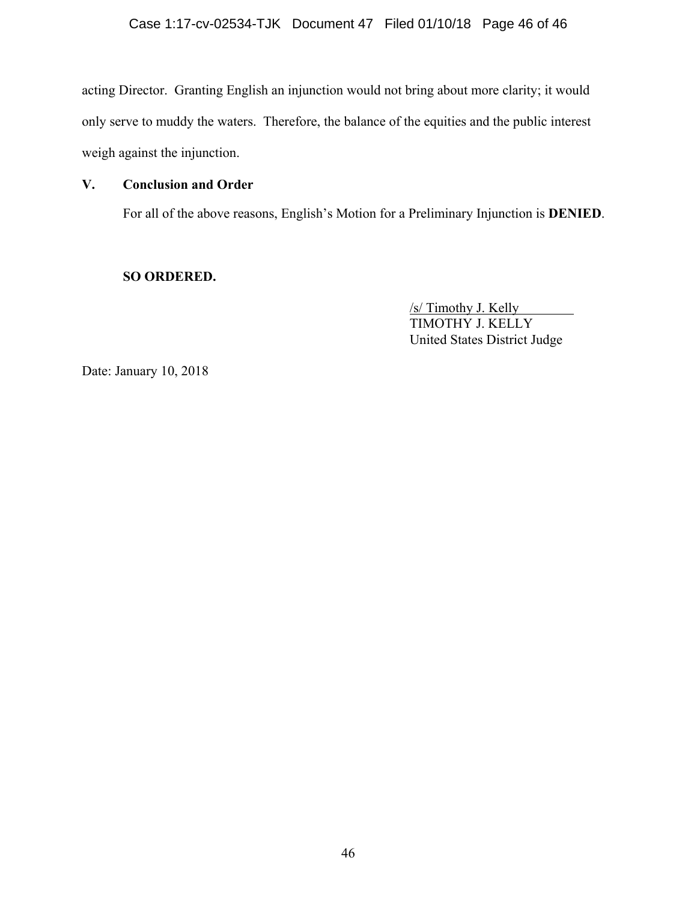acting Director. Granting English an injunction would not bring about more clarity; it would only serve to muddy the waters. Therefore, the balance of the equities and the public interest weigh against the injunction.

## V. Conclusion and Order

For all of the above reasons, English's Motion for a Preliminary Injunction is **DENIED**.

**SO ORDERED.**

/s/ Timothy J. Kelly
TIMOTHY J. KELLY
United States District Judge

Date: January 10, 2018